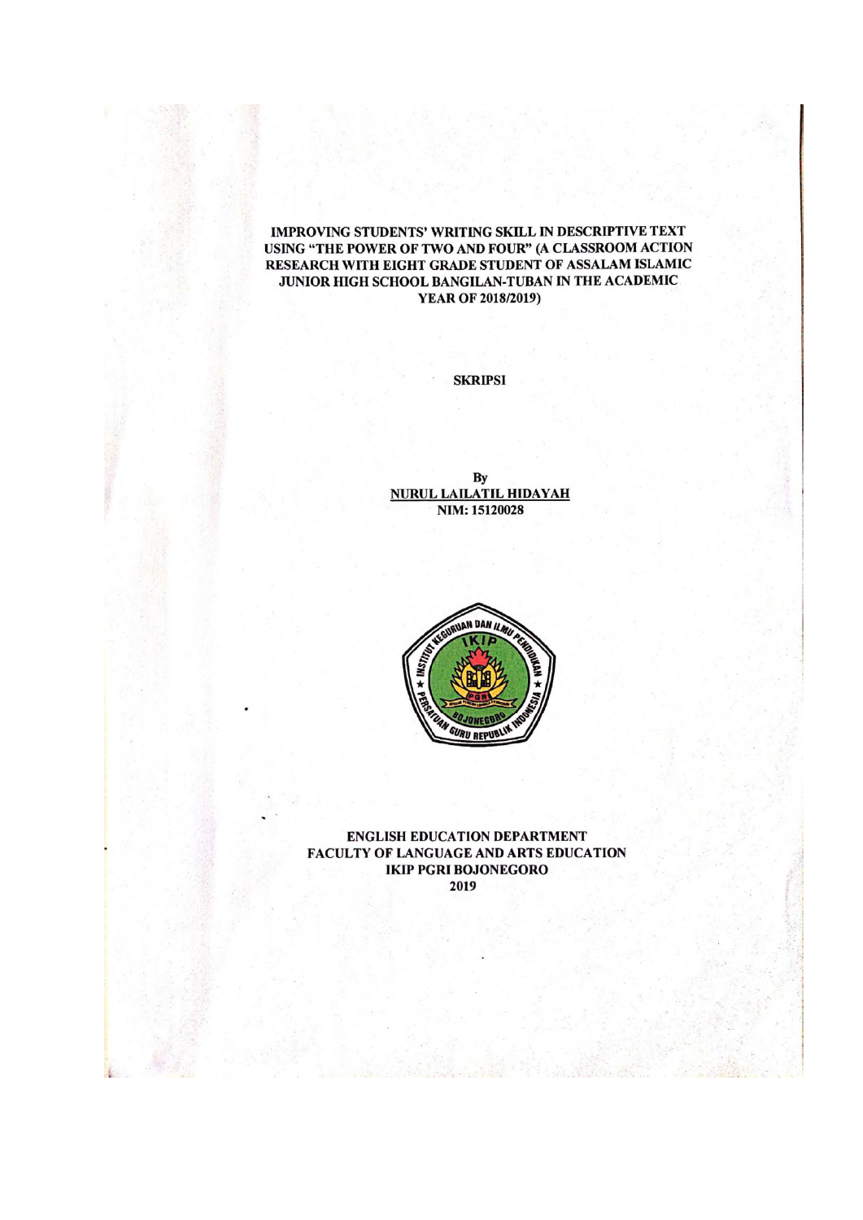# IMPROVING STUDENTS' WRITING SKILL IN DESCRIPTIVE TEXT USING "THE POWER OF TWO AND FOUR" (A CLASSROOM ACTION RESEARCH WITH EIGHT GRADE STUDENT OF ASSALAM ISLAMIC JUNIOR HIGH SCHOOL BANGILAN-TUBAN IN THE ACADEMIC YEAR OF 2018/2019)

**SKRIPSI**

By

**NURUL LAILATIL HIDAYAH**

**NIM: 15120028**

**ENGLISH EDUCATION DEPARTMENT**

**FACULTY OF LANGUAGE AND ARTS EDUCATION**

**IKIP PGRI BOJONEGORO**

**2019**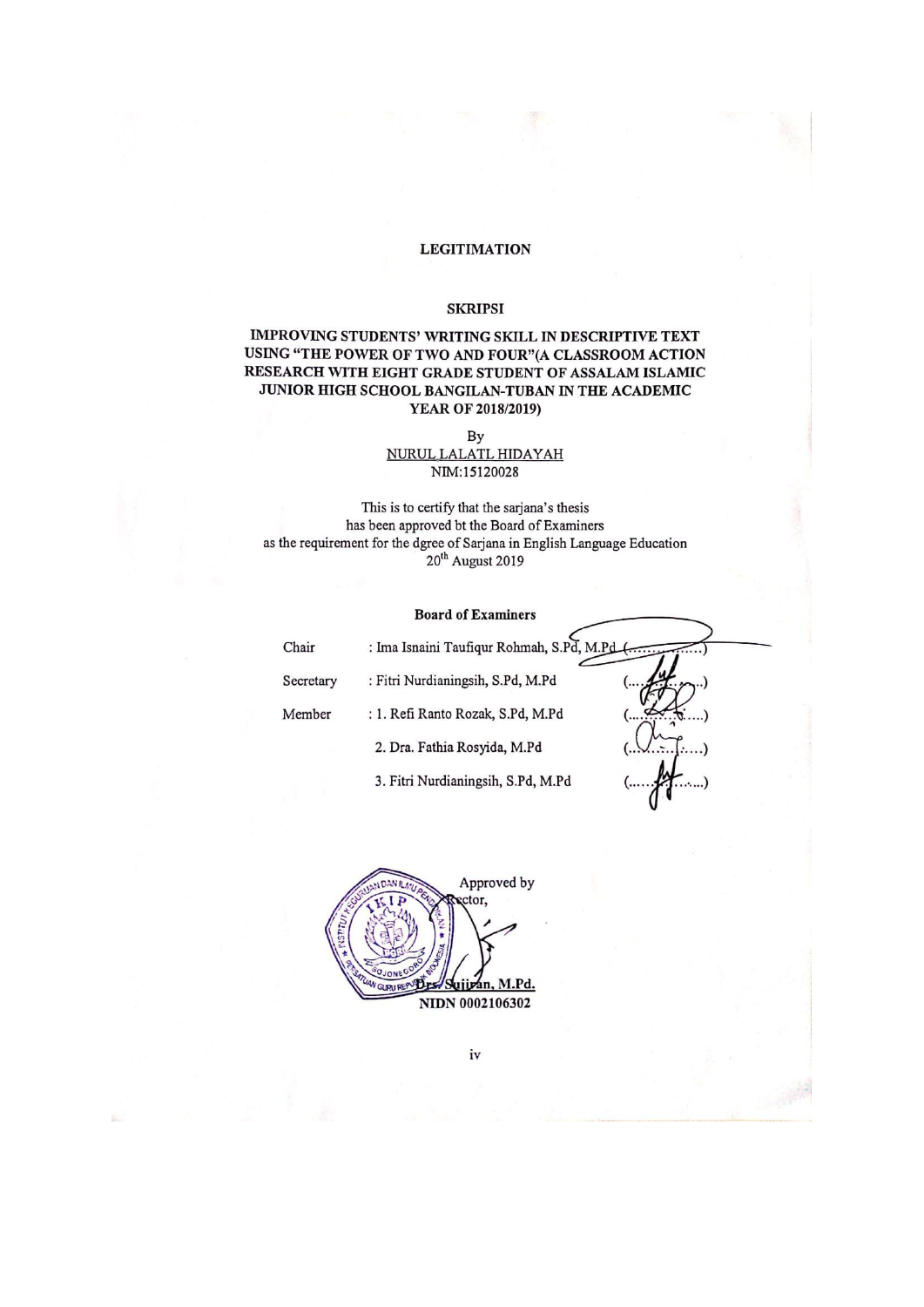# LEGITIMATION

## SKRIPSI

**IMPROVING STUDENTS' WRITING SKILL IN DESCRIPTIVE TEXT USING "THE POWER OF TWO AND FOUR"(A CLASSROOM ACTION RESEARCH WITH EIGHT GRADE STUDENT OF ASSALAM ISLAMIC JUNIOR HIGH SCHOOL BANGILAN-TUBAN IN THE ACADEMIC YEAR OF 2018/2019)**

By

NURUL LALATL HIDAYAH

NIM:15120028

This is to certify that the sarjana's thesis has been approved bt the Board of Examiners as the requirement for the dgree of Sarjana in English Language Education 20th August 2019

**Board of Examiners**

| | | |
|---|---|---|
| Chair | : Ima Isnaini Taufiqur Rohmah, S.Pd, M.Pd | (.................) |
| Secretary | : Fitri Nurdianingsih, S.Pd, M.Pd | (.................) |
| Member | : 1. Refi Ranto Rozak, S.Pd, M.Pd | (.................) |
| | 2. Dra. Fathia Rosyida, M.Pd | (.................) |
| | 3. Fitri Nurdianingsih, S.Pd, M.Pd | (.................) |

Approved by

Rector,

**Drs. Sujiran, M.Pd.**

**NIDN 0002106302**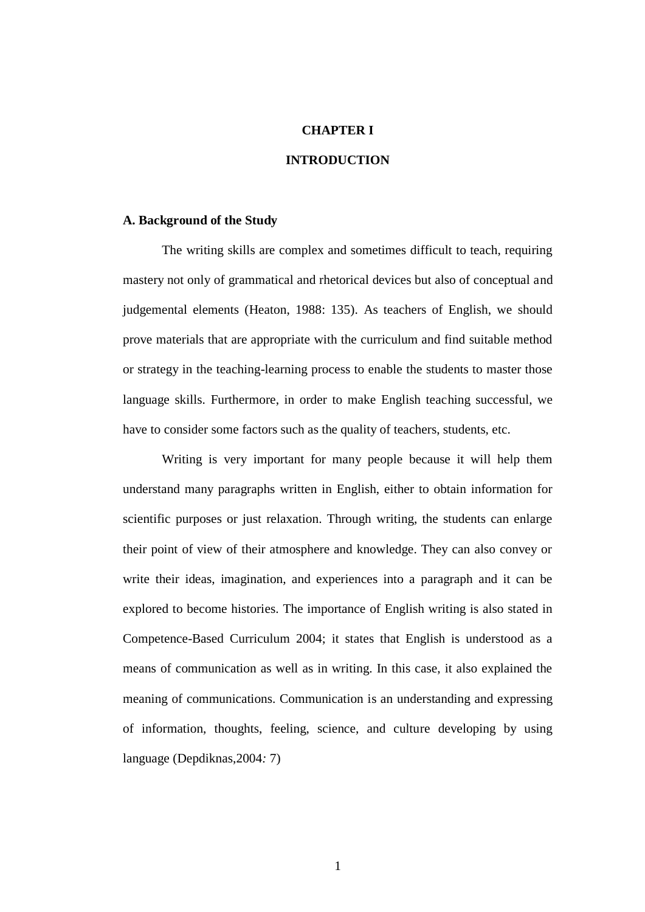# CHAPTER I

# INTRODUCTION

## A. Background of the Study

The writing skills are complex and sometimes difficult to teach, requiring mastery not only of grammatical and rhetorical devices but also of conceptual and judgemental elements (Heaton, 1988: 135). As teachers of English, we should prove materials that are appropriate with the curriculum and find suitable method or strategy in the teaching-learning process to enable the students to master those language skills. Furthermore, in order to make English teaching successful, we have to consider some factors such as the quality of teachers, students, etc.

Writing is very important for many people because it will help them understand many paragraphs written in English, either to obtain information for scientific purposes or just relaxation. Through writing, the students can enlarge their point of view of their atmosphere and knowledge. They can also convey or write their ideas, imagination, and experiences into a paragraph and it can be explored to become histories. The importance of English writing is also stated in Competence-Based Curriculum 2004; it states that English is understood as a means of communication as well as in writing. In this case, it also explained the meaning of communications. Communication is an understanding and expressing of information, thoughts, feeling, science, and culture developing by using language (Depdiknas,2004*:* 7)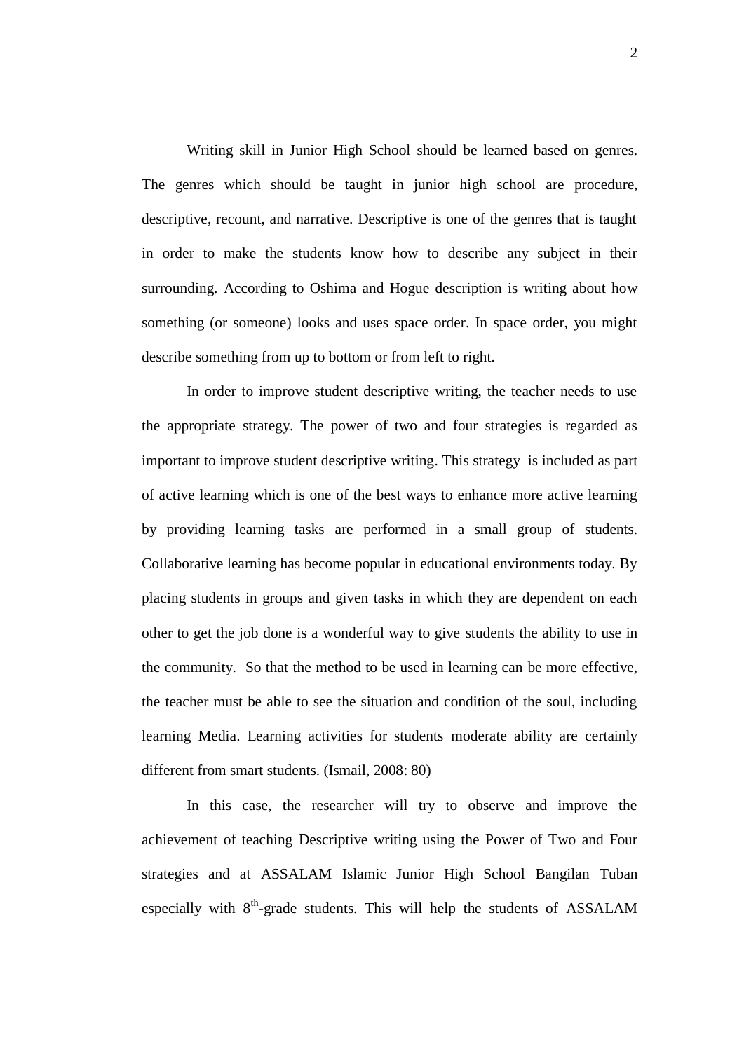Writing skill in Junior High School should be learned based on genres. The genres which should be taught in junior high school are procedure, descriptive, recount, and narrative. Descriptive is one of the genres that is taught in order to make the students know how to describe any subject in their surrounding. According to Oshima and Hogue description is writing about how something (or someone) looks and uses space order. In space order, you might describe something from up to bottom or from left to right.

In order to improve student descriptive writing, the teacher needs to use the appropriate strategy. The power of two and four strategies is regarded as important to improve student descriptive writing. This strategy is included as part of active learning which is one of the best ways to enhance more active learning by providing learning tasks are performed in a small group of students. Collaborative learning has become popular in educational environments today. By placing students in groups and given tasks in which they are dependent on each other to get the job done is a wonderful way to give students the ability to use in the community. So that the method to be used in learning can be more effective, the teacher must be able to see the situation and condition of the soul, including learning Media. Learning activities for students moderate ability are certainly different from smart students. (Ismail, 2008: 80)

In this case, the researcher will try to observe and improve the achievement of teaching Descriptive writing using the Power of Two and Four strategies and at ASSALAM Islamic Junior High School Bangilan Tuban especially with 8th-grade students. This will help the students of ASSALAM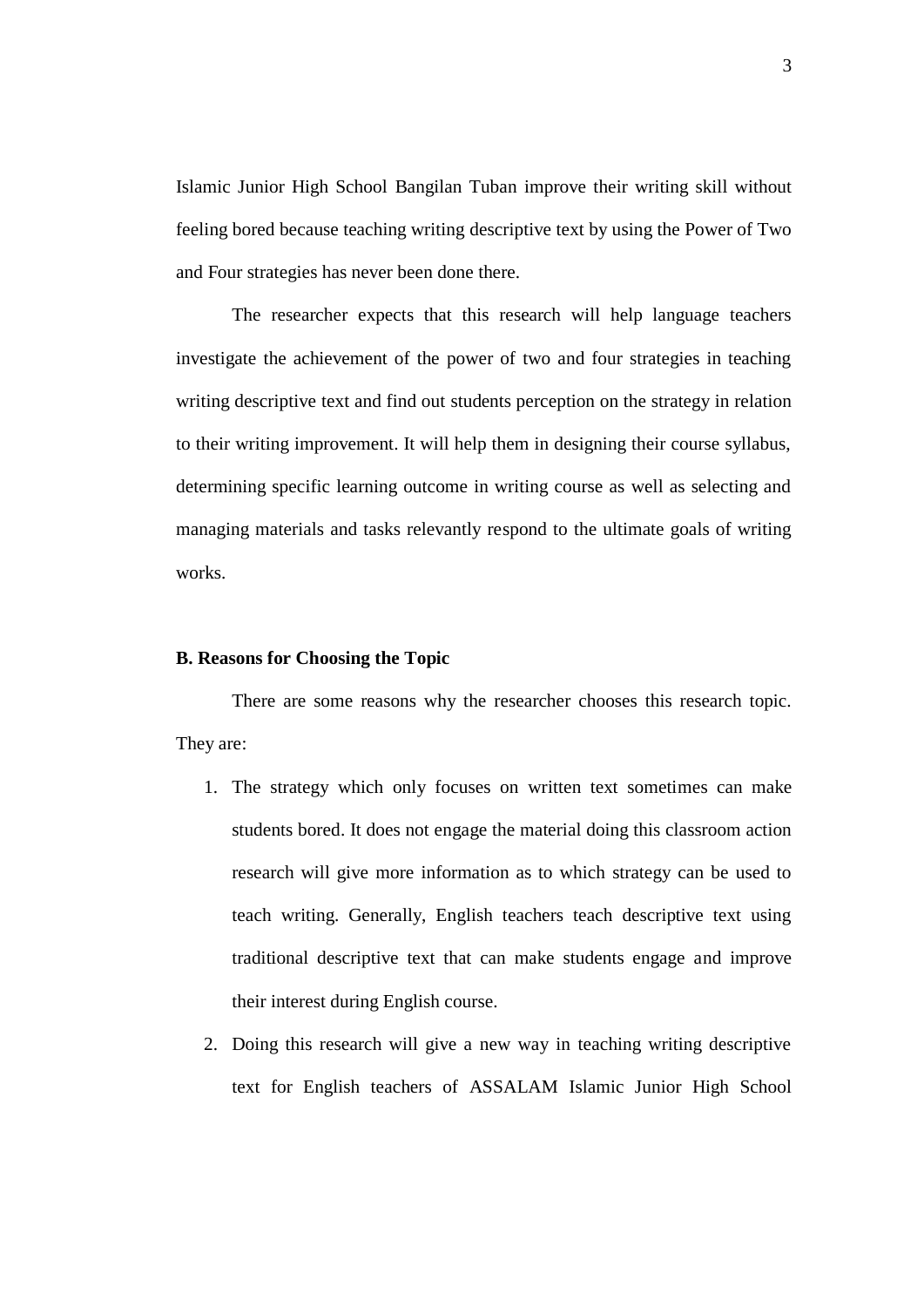Islamic Junior High School Bangilan Tuban improve their writing skill without feeling bored because teaching writing descriptive text by using the Power of Two and Four strategies has never been done there.

The researcher expects that this research will help language teachers investigate the achievement of the power of two and four strategies in teaching writing descriptive text and find out students perception on the strategy in relation to their writing improvement. It will help them in designing their course syllabus, determining specific learning outcome in writing course as well as selecting and managing materials and tasks relevantly respond to the ultimate goals of writing works.

## B. Reasons for Choosing the Topic

There are some reasons why the researcher chooses this research topic. They are:

1. The strategy which only focuses on written text sometimes can make students bored. It does not engage the material doing this classroom action research will give more information as to which strategy can be used to teach writing. Generally, English teachers teach descriptive text using traditional descriptive text that can make students engage and improve their interest during English course.
2. Doing this research will give a new way in teaching writing descriptive text for English teachers of ASSALAM Islamic Junior High School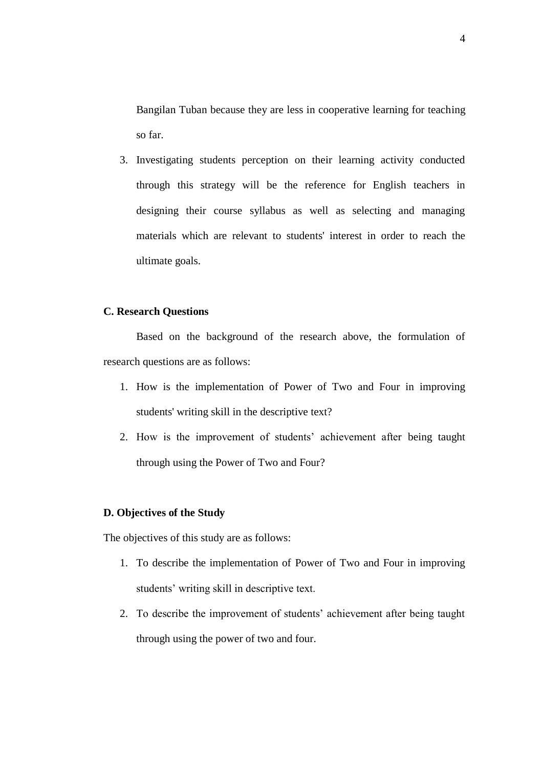Bangilan Tuban because they are less in cooperative learning for teaching so far.

3. Investigating students perception on their learning activity conducted through this strategy will be the reference for English teachers in designing their course syllabus as well as selecting and managing materials which are relevant to students' interest in order to reach the ultimate goals.

### C. Research Questions

Based on the background of the research above, the formulation of research questions are as follows:

1. How is the implementation of Power of Two and Four in improving students' writing skill in the descriptive text?
2. How is the improvement of students' achievement after being taught through using the Power of Two and Four?

### D. Objectives of the Study

The objectives of this study are as follows:

1. To describe the implementation of Power of Two and Four in improving students' writing skill in descriptive text.
2. To describe the improvement of students' achievement after being taught through using the power of two and four.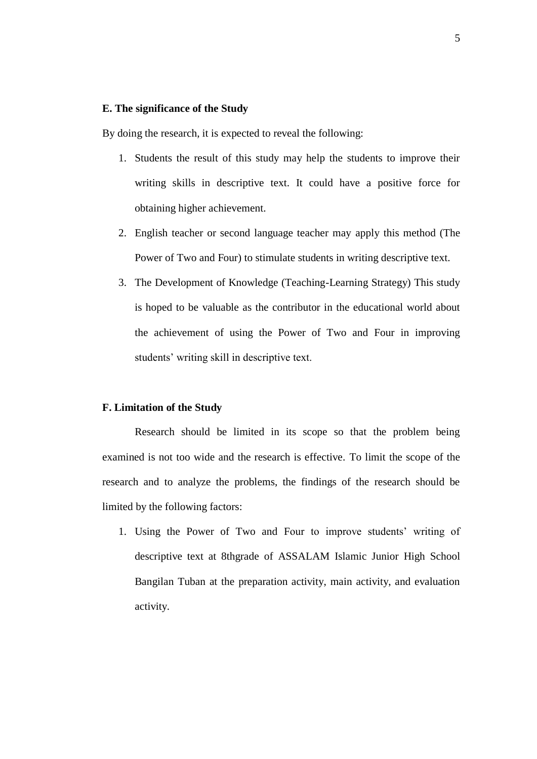**E. The significance of the Study**

By doing the research, it is expected to reveal the following:

1. Students the result of this study may help the students to improve their writing skills in descriptive text. It could have a positive force for obtaining higher achievement.
2. English teacher or second language teacher may apply this method (The Power of Two and Four) to stimulate students in writing descriptive text.
3. The Development of Knowledge (Teaching-Learning Strategy) This study is hoped to be valuable as the contributor in the educational world about the achievement of using the Power of Two and Four in improving students' writing skill in descriptive text.

**F. Limitation of the Study**

Research should be limited in its scope so that the problem being examined is not too wide and the research is effective. To limit the scope of the research and to analyze the problems, the findings of the research should be limited by the following factors:

1. Using the Power of Two and Four to improve students' writing of descriptive text at 8thgrade of ASSALAM Islamic Junior High School Bangilan Tuban at the preparation activity, main activity, and evaluation activity.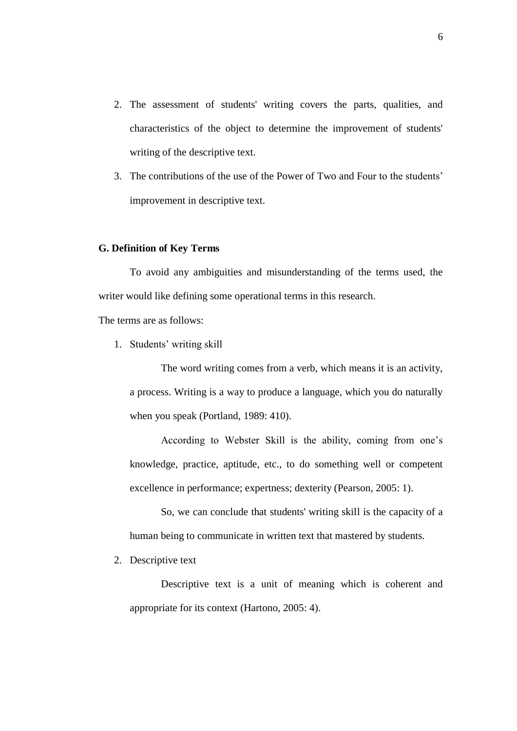2. The assessment of students' writing covers the parts, qualities, and characteristics of the object to determine the improvement of students' writing of the descriptive text.
3. The contributions of the use of the Power of Two and Four to the students' improvement in descriptive text.

## G. Definition of Key Terms

To avoid any ambiguities and misunderstanding of the terms used, the writer would like defining some operational terms in this research.

The terms are as follows:

1. Students' writing skill

   The word writing comes from a verb, which means it is an activity, a process. Writing is a way to produce a language, which you do naturally when you speak (Portland, 1989: 410).

   According to Webster Skill is the ability, coming from one's knowledge, practice, aptitude, etc., to do something well or competent excellence in performance; expertness; dexterity (Pearson, 2005: 1).

   So, we can conclude that students' writing skill is the capacity of a human being to communicate in written text that mastered by students.

2. Descriptive text

   Descriptive text is a unit of meaning which is coherent and appropriate for its context (Hartono, 2005: 4).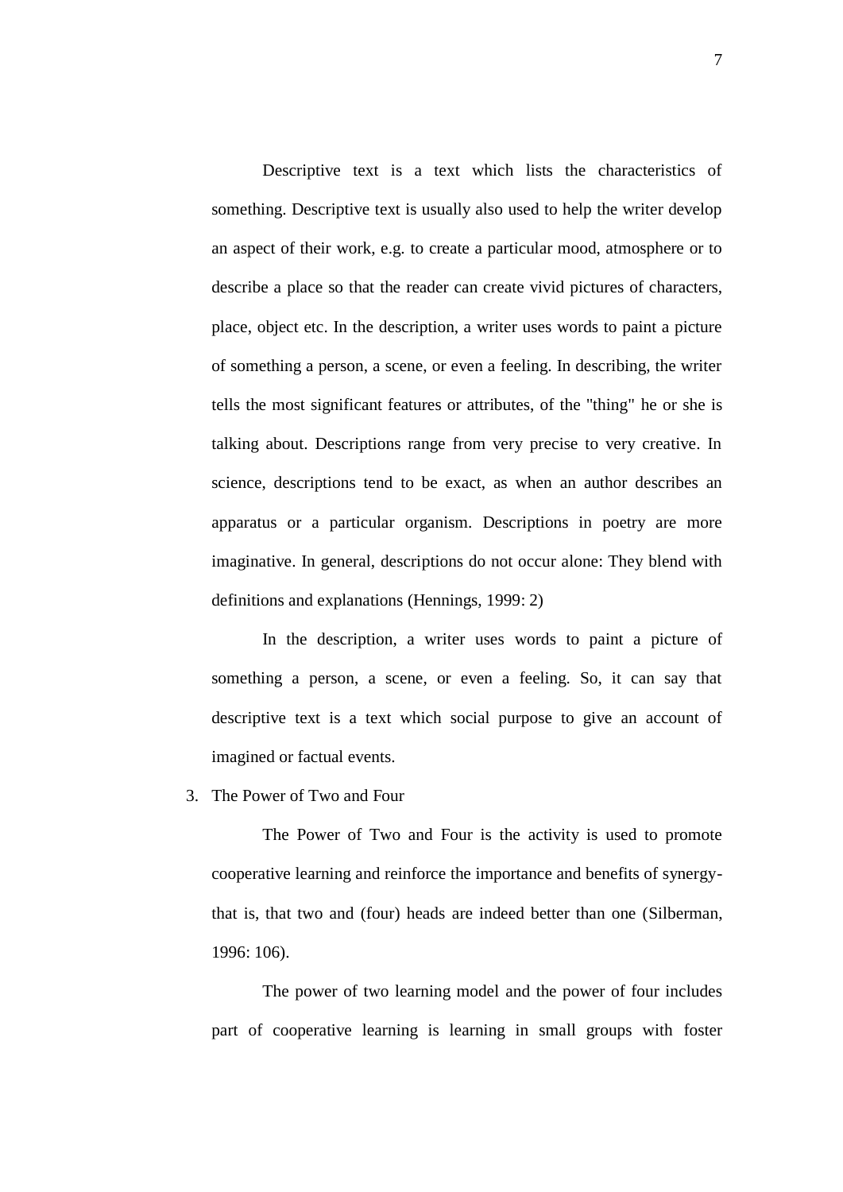Descriptive text is a text which lists the characteristics of something. Descriptive text is usually also used to help the writer develop an aspect of their work, e.g. to create a particular mood, atmosphere or to describe a place so that the reader can create vivid pictures of characters, place, object etc. In the description, a writer uses words to paint a picture of something a person, a scene, or even a feeling. In describing, the writer tells the most significant features or attributes, of the "thing" he or she is talking about. Descriptions range from very precise to very creative. In science, descriptions tend to be exact, as when an author describes an apparatus or a particular organism. Descriptions in poetry are more imaginative. In general, descriptions do not occur alone: They blend with definitions and explanations (Hennings, 1999: 2)

In the description, a writer uses words to paint a picture of something a person, a scene, or even a feeling. So, it can say that descriptive text is a text which social purpose to give an account of imagined or factual events.

3. The Power of Two and Four

The Power of Two and Four is the activity is used to promote cooperative learning and reinforce the importance and benefits of synergy-that is, that two and (four) heads are indeed better than one (Silberman, 1996: 106).

The power of two learning model and the power of four includes part of cooperative learning is learning in small groups with foster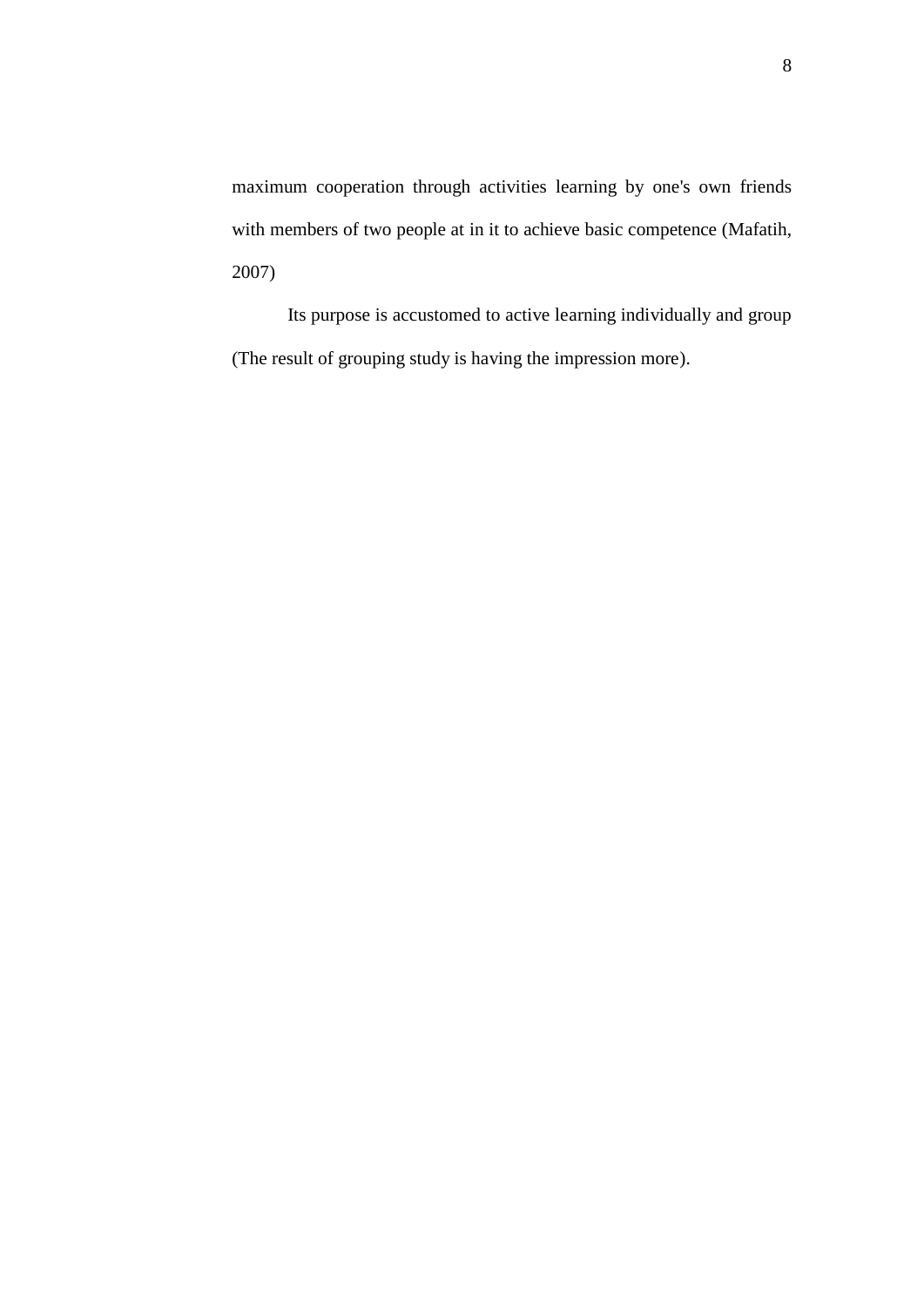maximum cooperation through activities learning by one's own friends with members of two people at in it to achieve basic competence (Mafatih, 2007)

Its purpose is accustomed to active learning individually and group (The result of grouping study is having the impression more).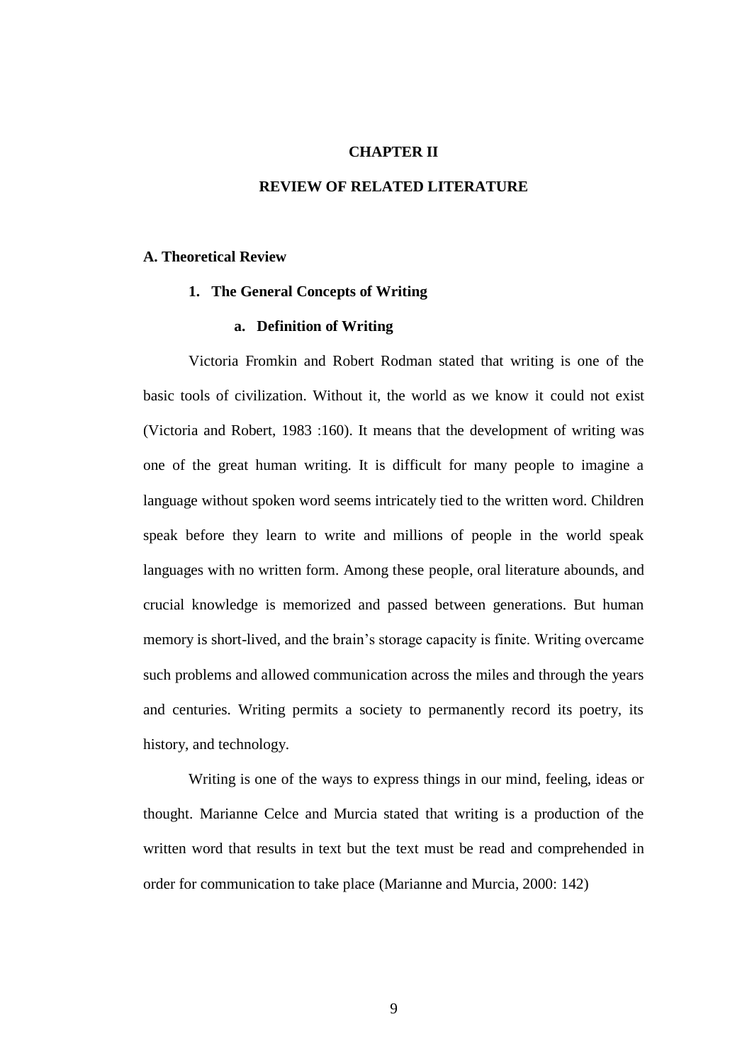# CHAPTER II

# REVIEW OF RELATED LITERATURE

## A. Theoretical Review

### 1. The General Concepts of Writing

#### a. Definition of Writing

Victoria Fromkin and Robert Rodman stated that writing is one of the basic tools of civilization. Without it, the world as we know it could not exist (Victoria and Robert, 1983 :160). It means that the development of writing was one of the great human writing. It is difficult for many people to imagine a language without spoken word seems intricately tied to the written word. Children speak before they learn to write and millions of people in the world speak languages with no written form. Among these people, oral literature abounds, and crucial knowledge is memorized and passed between generations. But human memory is short-lived, and the brain's storage capacity is finite. Writing overcame such problems and allowed communication across the miles and through the years and centuries. Writing permits a society to permanently record its poetry, its history, and technology.

Writing is one of the ways to express things in our mind, feeling, ideas or thought. Marianne Celce and Murcia stated that writing is a production of the written word that results in text but the text must be read and comprehended in order for communication to take place (Marianne and Murcia, 2000: 142)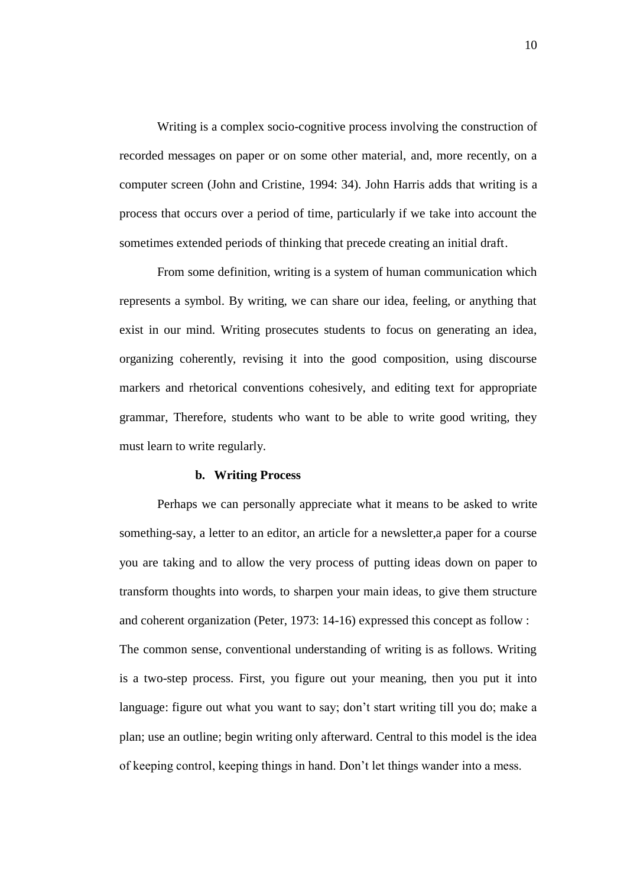Writing is a complex socio-cognitive process involving the construction of recorded messages on paper or on some other material, and, more recently, on a computer screen (John and Cristine, 1994: 34). John Harris adds that writing is a process that occurs over a period of time, particularly if we take into account the sometimes extended periods of thinking that precede creating an initial draft.

From some definition, writing is a system of human communication which represents a symbol. By writing, we can share our idea, feeling, or anything that exist in our mind. Writing prosecutes students to focus on generating an idea, organizing coherently, revising it into the good composition, using discourse markers and rhetorical conventions cohesively, and editing text for appropriate grammar, Therefore, students who want to be able to write good writing, they must learn to write regularly.

**b. Writing Process**

Perhaps we can personally appreciate what it means to be asked to write something-say, a letter to an editor, an article for a newsletter,a paper for a course you are taking and to allow the very process of putting ideas down on paper to transform thoughts into words, to sharpen your main ideas, to give them structure and coherent organization (Peter, 1973: 14-16) expressed this concept as follow :

The common sense, conventional understanding of writing is as follows. Writing is a two-step process. First, you figure out your meaning, then you put it into language: figure out what you want to say; don't start writing till you do; make a plan; use an outline; begin writing only afterward. Central to this model is the idea of keeping control, keeping things in hand. Don't let things wander into a mess.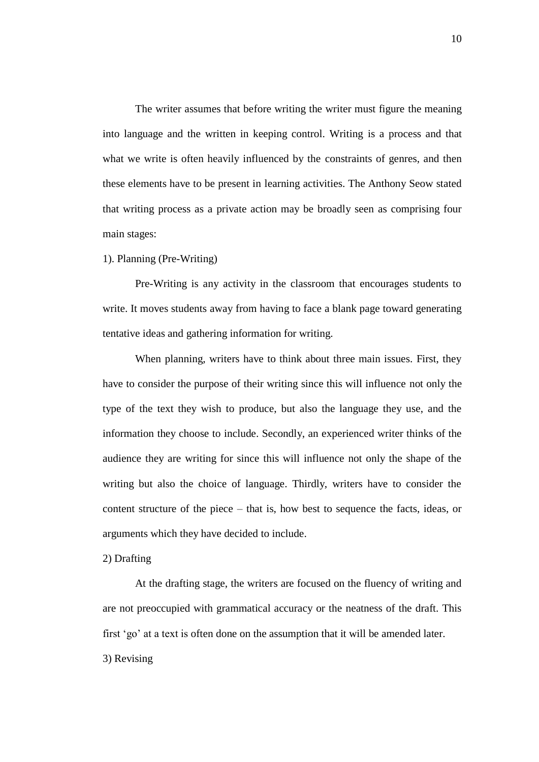The writer assumes that before writing the writer must figure the meaning into language and the written in keeping control. Writing is a process and that what we write is often heavily influenced by the constraints of genres, and then these elements have to be present in learning activities. The Anthony Seow stated that writing process as a private action may be broadly seen as comprising four main stages:

1). Planning (Pre-Writing)

Pre-Writing is any activity in the classroom that encourages students to write. It moves students away from having to face a blank page toward generating tentative ideas and gathering information for writing.

When planning, writers have to think about three main issues. First, they have to consider the purpose of their writing since this will influence not only the type of the text they wish to produce, but also the language they use, and the information they choose to include. Secondly, an experienced writer thinks of the audience they are writing for since this will influence not only the shape of the writing but also the choice of language. Thirdly, writers have to consider the content structure of the piece – that is, how best to sequence the facts, ideas, or arguments which they have decided to include.

2) Drafting

At the drafting stage, the writers are focused on the fluency of writing and are not preoccupied with grammatical accuracy or the neatness of the draft. This first 'go' at a text is often done on the assumption that it will be amended later.

3) Revising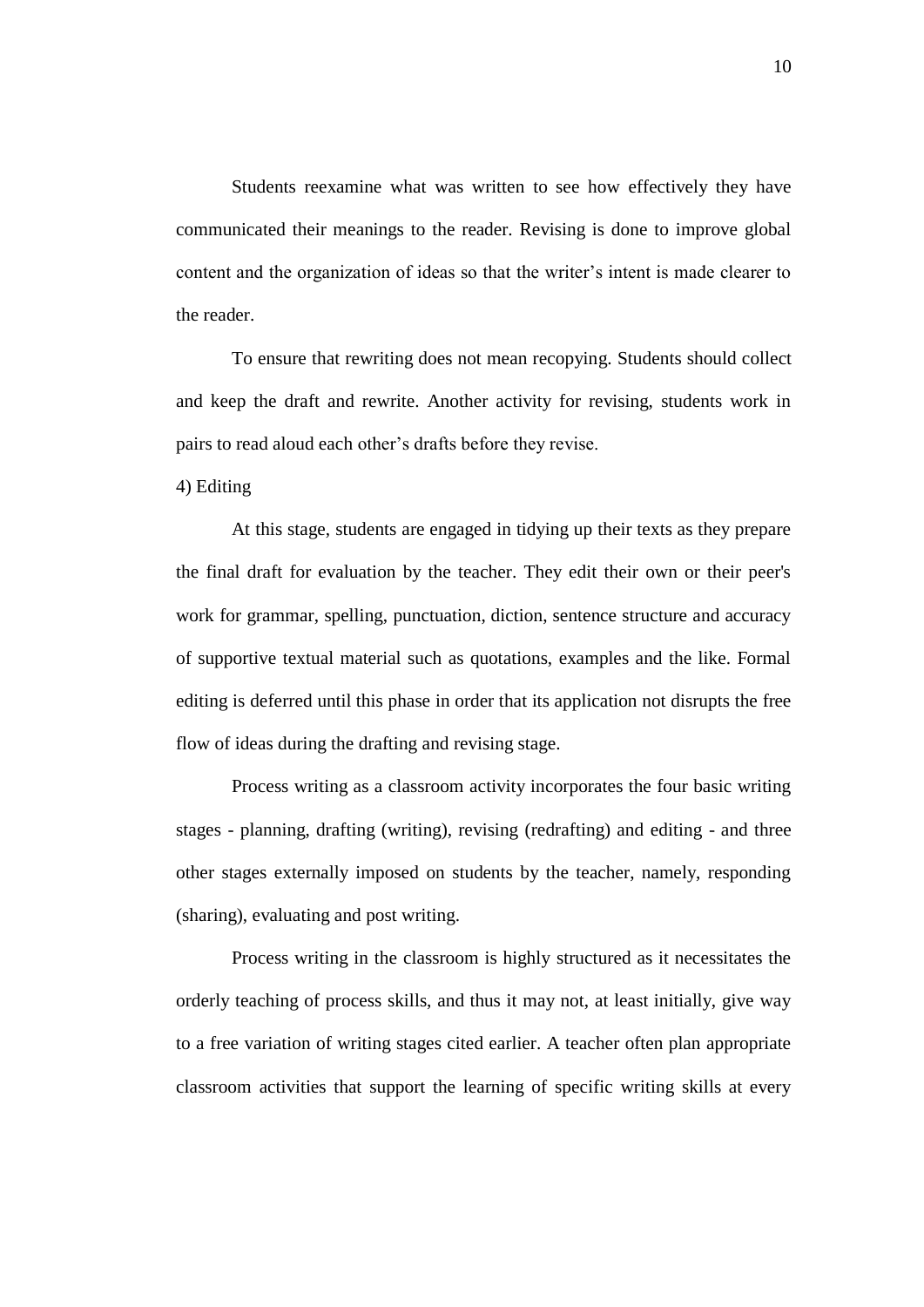Students reexamine what was written to see how effectively they have communicated their meanings to the reader. Revising is done to improve global content and the organization of ideas so that the writer's intent is made clearer to the reader.

To ensure that rewriting does not mean recopying. Students should collect and keep the draft and rewrite. Another activity for revising, students work in pairs to read aloud each other's drafts before they revise.

4) Editing

At this stage, students are engaged in tidying up their texts as they prepare the final draft for evaluation by the teacher. They edit their own or their peer's work for grammar, spelling, punctuation, diction, sentence structure and accuracy of supportive textual material such as quotations, examples and the like. Formal editing is deferred until this phase in order that its application not disrupts the free flow of ideas during the drafting and revising stage.

Process writing as a classroom activity incorporates the four basic writing stages - planning, drafting (writing), revising (redrafting) and editing - and three other stages externally imposed on students by the teacher, namely, responding (sharing), evaluating and post writing.

Process writing in the classroom is highly structured as it necessitates the orderly teaching of process skills, and thus it may not, at least initially, give way to a free variation of writing stages cited earlier. A teacher often plan appropriate classroom activities that support the learning of specific writing skills at every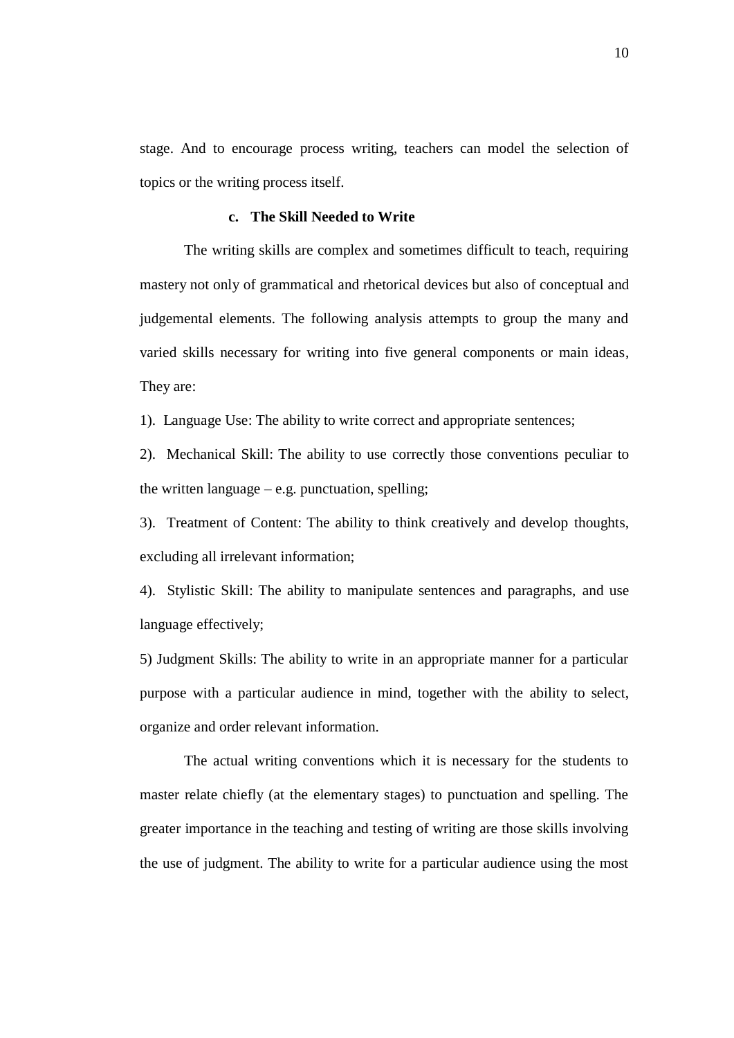stage. And to encourage process writing, teachers can model the selection of topics or the writing process itself.

### c. The Skill Needed to Write

The writing skills are complex and sometimes difficult to teach, requiring mastery not only of grammatical and rhetorical devices but also of conceptual and judgemental elements. The following analysis attempts to group the many and varied skills necessary for writing into five general components or main ideas, They are:

1). Language Use: The ability to write correct and appropriate sentences;

2). Mechanical Skill: The ability to use correctly those conventions peculiar to the written language – e.g. punctuation, spelling;

3). Treatment of Content: The ability to think creatively and develop thoughts, excluding all irrelevant information;

4). Stylistic Skill: The ability to manipulate sentences and paragraphs, and use language effectively;

5) Judgment Skills: The ability to write in an appropriate manner for a particular purpose with a particular audience in mind, together with the ability to select, organize and order relevant information.

The actual writing conventions which it is necessary for the students to master relate chiefly (at the elementary stages) to punctuation and spelling. The greater importance in the teaching and testing of writing are those skills involving the use of judgment. The ability to write for a particular audience using the most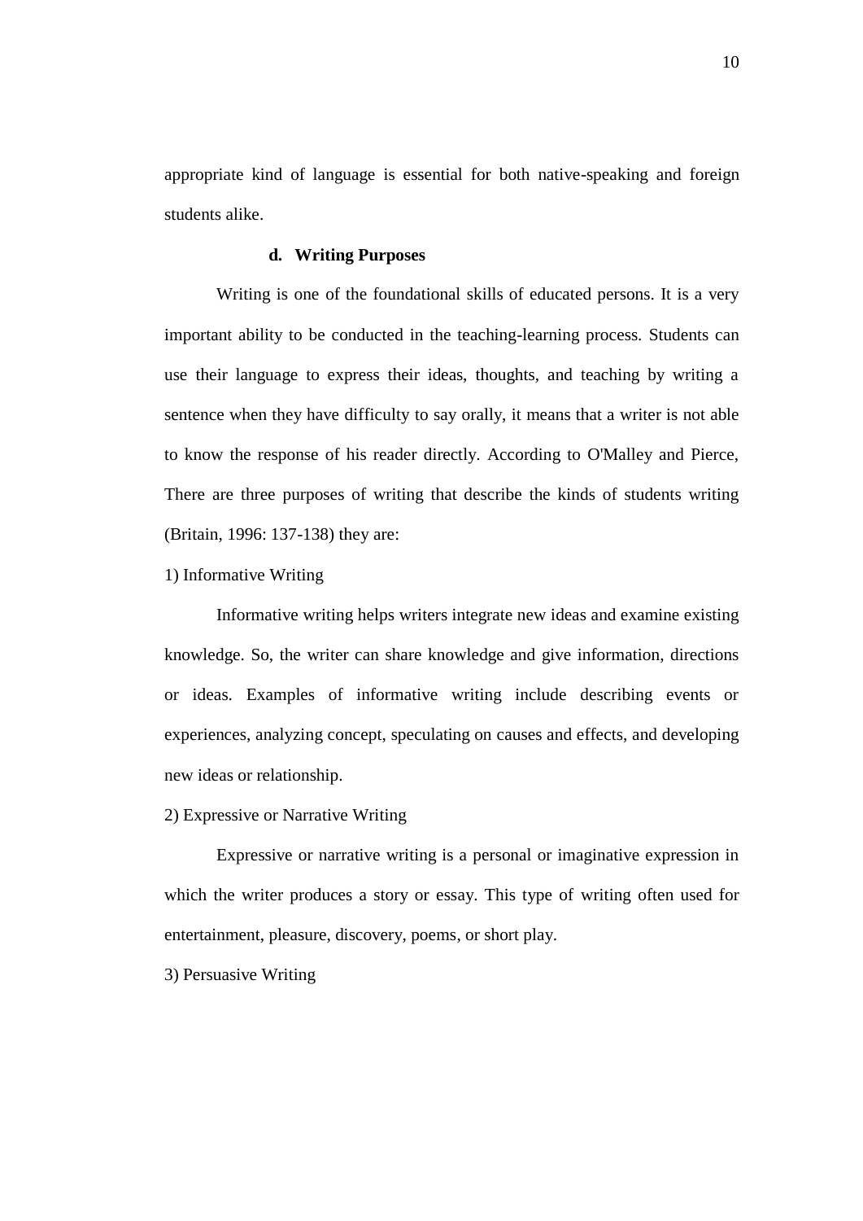appropriate kind of language is essential for both native-speaking and foreign students alike.

#### d. Writing Purposes

Writing is one of the foundational skills of educated persons. It is a very important ability to be conducted in the teaching-learning process. Students can use their language to express their ideas, thoughts, and teaching by writing a sentence when they have difficulty to say orally, it means that a writer is not able to know the response of his reader directly. According to O'Malley and Pierce, There are three purposes of writing that describe the kinds of students writing (Britain, 1996: 137-138) they are:

1) Informative Writing

Informative writing helps writers integrate new ideas and examine existing knowledge. So, the writer can share knowledge and give information, directions or ideas. Examples of informative writing include describing events or experiences, analyzing concept, speculating on causes and effects, and developing new ideas or relationship.

2) Expressive or Narrative Writing

Expressive or narrative writing is a personal or imaginative expression in which the writer produces a story or essay. This type of writing often used for entertainment, pleasure, discovery, poems, or short play.

3) Persuasive Writing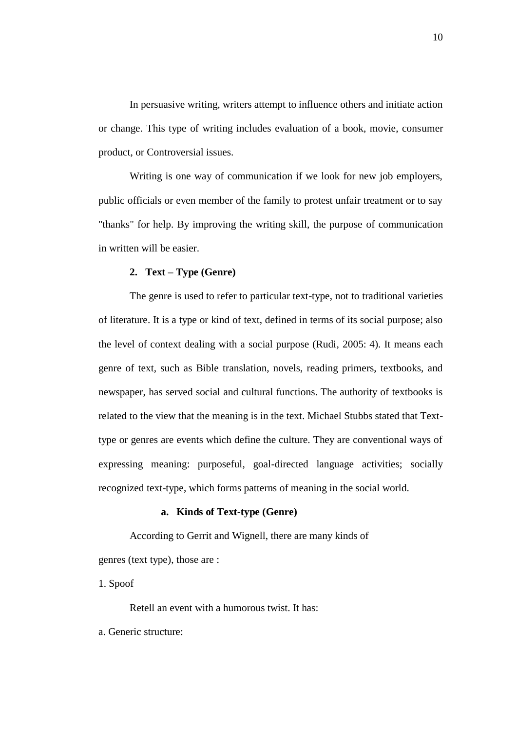In persuasive writing, writers attempt to influence others and initiate action or change. This type of writing includes evaluation of a book, movie, consumer product, or Controversial issues.

Writing is one way of communication if we look for new job employers, public officials or even member of the family to protest unfair treatment or to say "thanks" for help. By improving the writing skill, the purpose of communication in written will be easier.

**2. Text – Type (Genre)**

The genre is used to refer to particular text-type, not to traditional varieties of literature. It is a type or kind of text, defined in terms of its social purpose; also the level of context dealing with a social purpose (Rudi, 2005: 4). It means each genre of text, such as Bible translation, novels, reading primers, textbooks, and newspaper, has served social and cultural functions. The authority of textbooks is related to the view that the meaning is in the text. Michael Stubbs stated that Text-type or genres are events which define the culture. They are conventional ways of expressing meaning: purposeful, goal-directed language activities; socially recognized text-type, which forms patterns of meaning in the social world.

**a. Kinds of Text-type (Genre)**

According to Gerrit and Wignell, there are many kinds of genres (text type), those are :

1. Spoof

Retell an event with a humorous twist. It has:

a. Generic structure: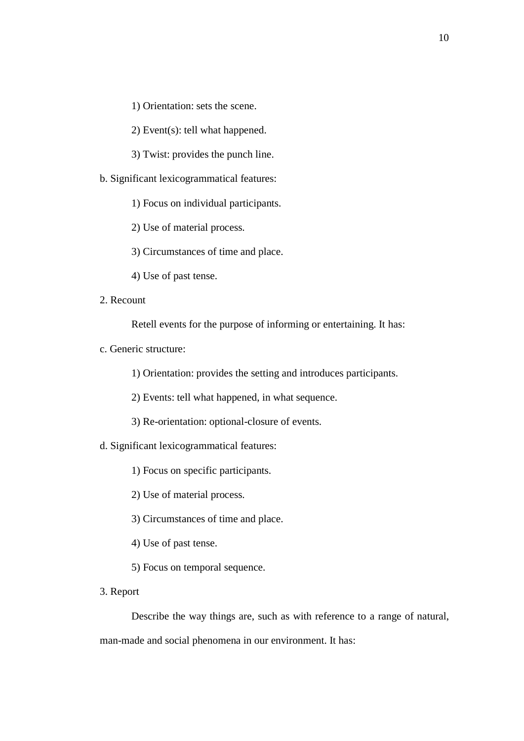1) Orientation: sets the scene.

2) Event(s): tell what happened.

3) Twist: provides the punch line.

b. Significant lexicogrammatical features:

1) Focus on individual participants.

2) Use of material process.

3) Circumstances of time and place.

4) Use of past tense.

2. Recount

Retell events for the purpose of informing or entertaining. It has:

c. Generic structure:

1) Orientation: provides the setting and introduces participants.

2) Events: tell what happened, in what sequence.

3) Re-orientation: optional-closure of events.

d. Significant lexicogrammatical features:

1) Focus on specific participants.

2) Use of material process.

3) Circumstances of time and place.

4) Use of past tense.

5) Focus on temporal sequence.

3. Report

Describe the way things are, such as with reference to a range of natural, man-made and social phenomena in our environment. It has: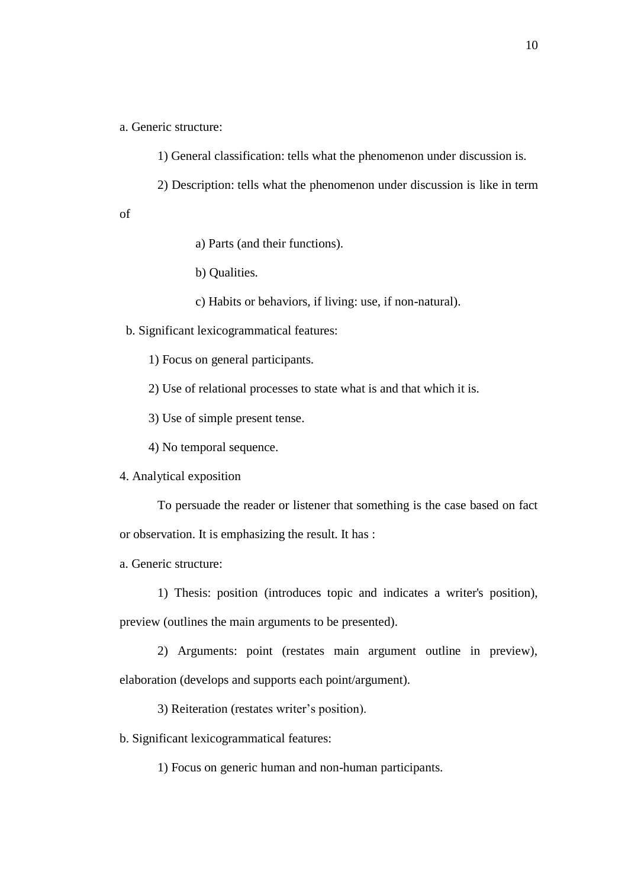a. Generic structure:

1) General classification: tells what the phenomenon under discussion is.

2) Description: tells what the phenomenon under discussion is like in term of

a) Parts (and their functions).

b) Qualities.

c) Habits or behaviors, if living: use, if non-natural).

b. Significant lexicogrammatical features:

1) Focus on general participants.

2) Use of relational processes to state what is and that which it is.

3) Use of simple present tense.

4) No temporal sequence.

4. Analytical exposition

To persuade the reader or listener that something is the case based on fact or observation. It is emphasizing the result. It has :

a. Generic structure:

1) Thesis: position (introduces topic and indicates a writer's position), preview (outlines the main arguments to be presented).

2) Arguments: point (restates main argument outline in preview), elaboration (develops and supports each point/argument).

3) Reiteration (restates writer's position).

b. Significant lexicogrammatical features:

1) Focus on generic human and non-human participants.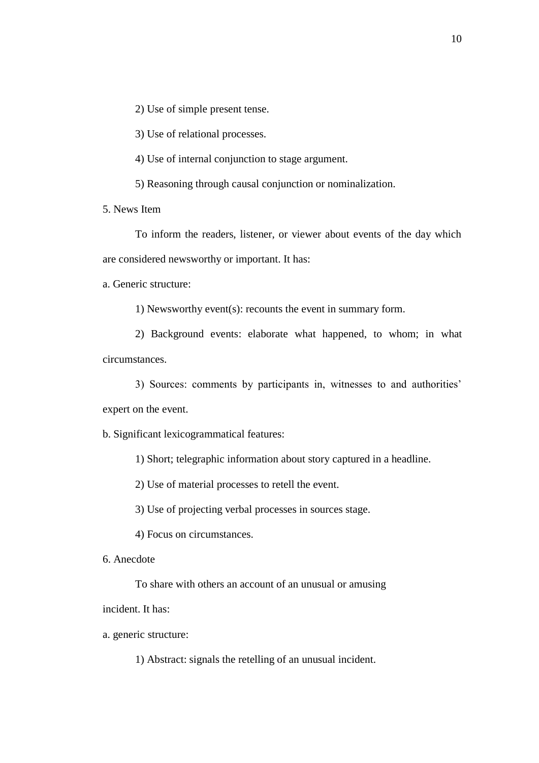2) Use of simple present tense.

3) Use of relational processes.

4) Use of internal conjunction to stage argument.

5) Reasoning through causal conjunction or nominalization.

5. News Item

To inform the readers, listener, or viewer about events of the day which are considered newsworthy or important. It has:

a. Generic structure:

1) Newsworthy event(s): recounts the event in summary form.

2) Background events: elaborate what happened, to whom; in what circumstances.

3) Sources: comments by participants in, witnesses to and authorities' expert on the event.

b. Significant lexicogrammatical features:

1) Short; telegraphic information about story captured in a headline.

2) Use of material processes to retell the event.

3) Use of projecting verbal processes in sources stage.

4) Focus on circumstances.

6. Anecdote

To share with others an account of an unusual or amusing incident. It has:

a. generic structure:

1) Abstract: signals the retelling of an unusual incident.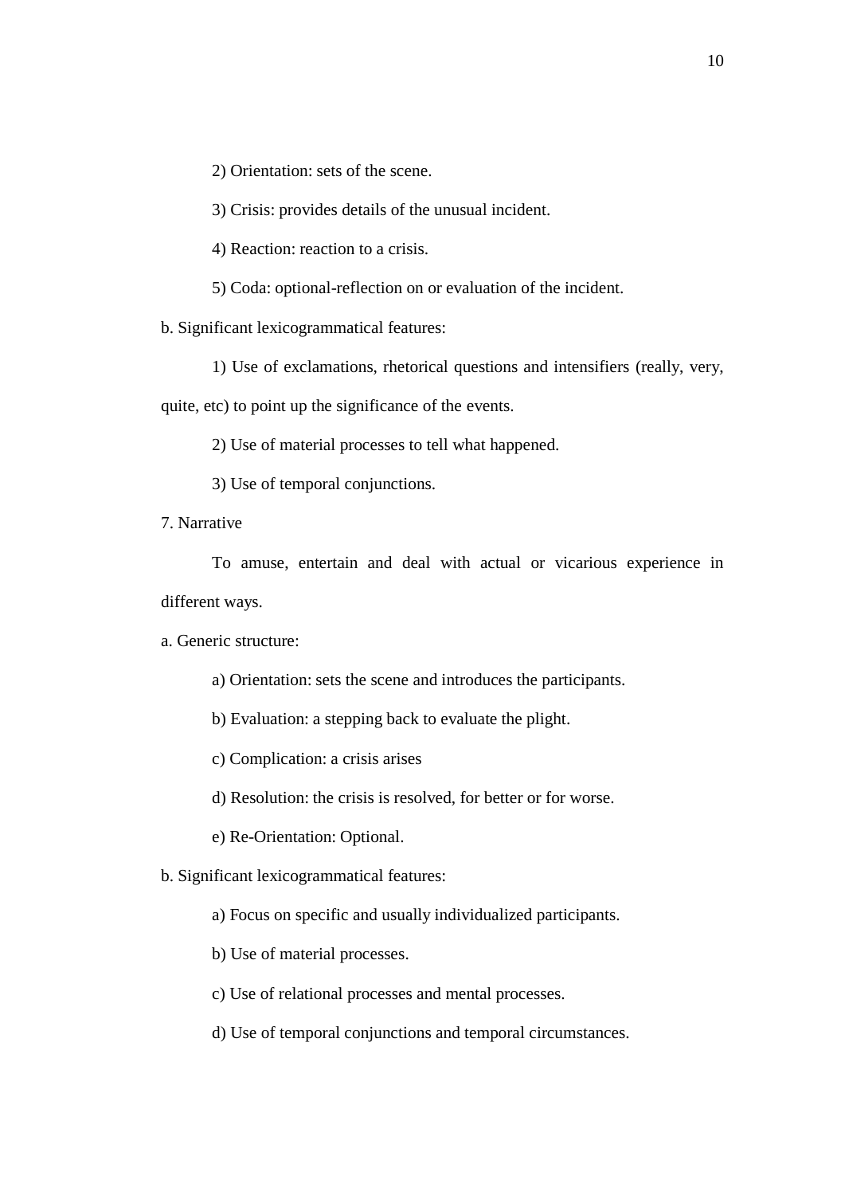2) Orientation: sets of the scene.

3) Crisis: provides details of the unusual incident.

4) Reaction: reaction to a crisis.

5) Coda: optional-reflection on or evaluation of the incident.

b. Significant lexicogrammatical features:

1) Use of exclamations, rhetorical questions and intensifiers (really, very, quite, etc) to point up the significance of the events.

2) Use of material processes to tell what happened.

3) Use of temporal conjunctions.

7. Narrative

To amuse, entertain and deal with actual or vicarious experience in different ways.

a. Generic structure:

a) Orientation: sets the scene and introduces the participants.

b) Evaluation: a stepping back to evaluate the plight.

c) Complication: a crisis arises

d) Resolution: the crisis is resolved, for better or for worse.

e) Re-Orientation: Optional.

b. Significant lexicogrammatical features:

a) Focus on specific and usually individualized participants.

b) Use of material processes.

c) Use of relational processes and mental processes.

d) Use of temporal conjunctions and temporal circumstances.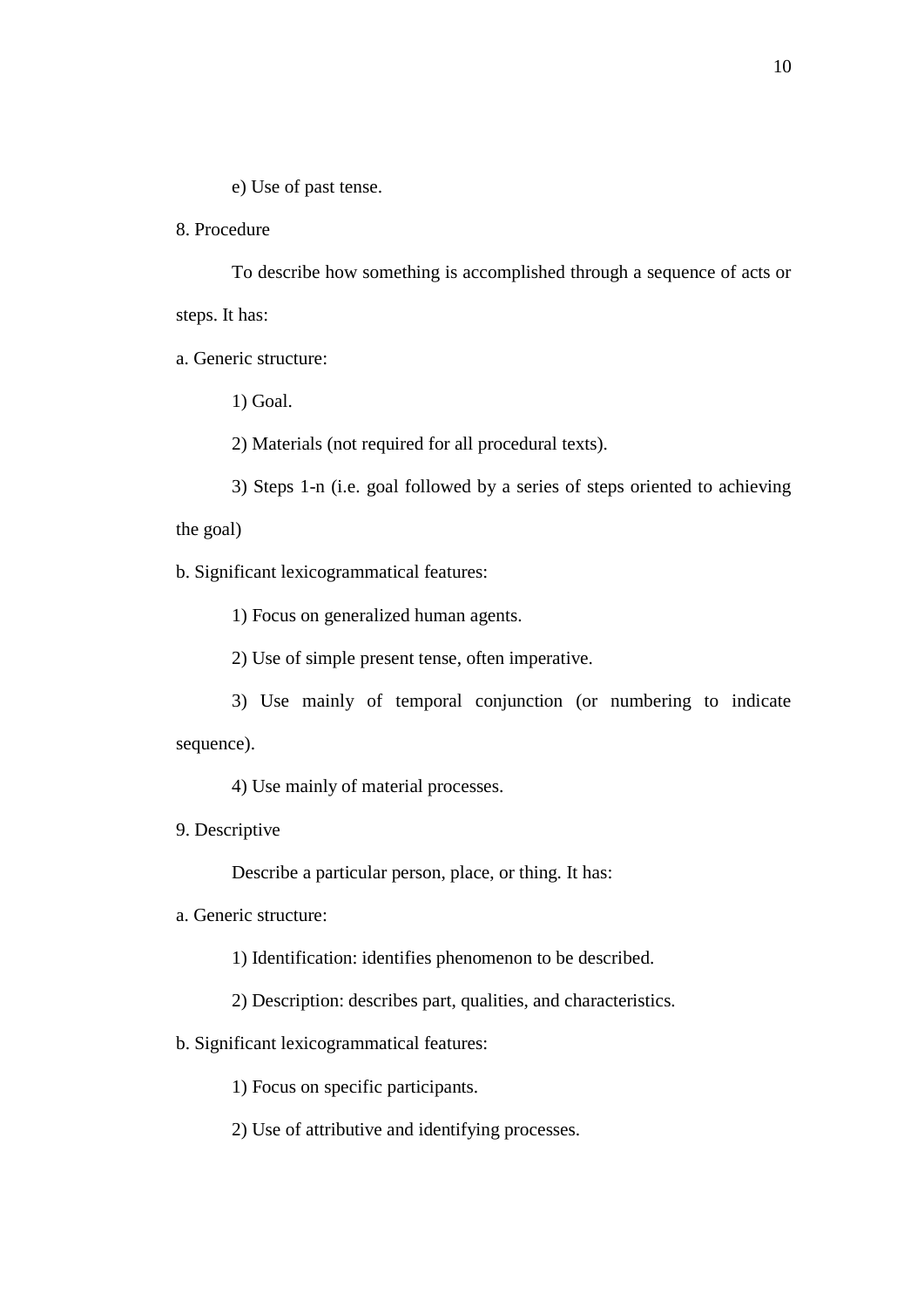e) Use of past tense.

8. Procedure

To describe how something is accomplished through a sequence of acts or steps. It has:

a. Generic structure:

1) Goal.

2) Materials (not required for all procedural texts).

3) Steps 1-n (i.e. goal followed by a series of steps oriented to achieving the goal)

b. Significant lexicogrammatical features:

1) Focus on generalized human agents.

2) Use of simple present tense, often imperative.

3) Use mainly of temporal conjunction (or numbering to indicate sequence).

4) Use mainly of material processes.

9. Descriptive

Describe a particular person, place, or thing. It has:

a. Generic structure:

1) Identification: identifies phenomenon to be described.

2) Description: describes part, qualities, and characteristics.

b. Significant lexicogrammatical features:

1) Focus on specific participants.

2) Use of attributive and identifying processes.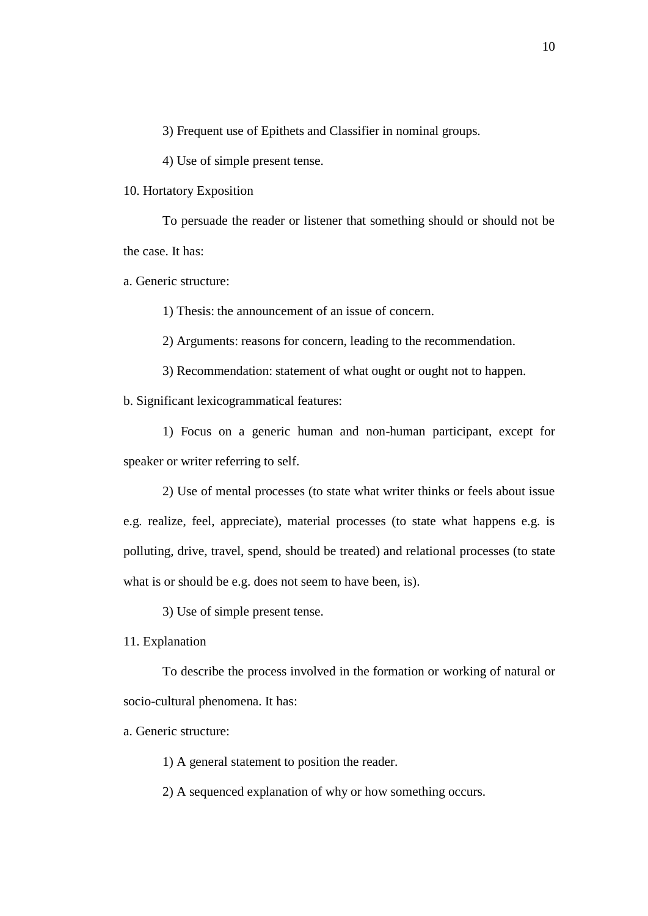3) Frequent use of Epithets and Classifier in nominal groups.

4) Use of simple present tense.

10. Hortatory Exposition

To persuade the reader or listener that something should or should not be the case. It has:

a. Generic structure:

1) Thesis: the announcement of an issue of concern.

2) Arguments: reasons for concern, leading to the recommendation.

3) Recommendation: statement of what ought or ought not to happen.

b. Significant lexicogrammatical features:

1) Focus on a generic human and non-human participant, except for speaker or writer referring to self.

2) Use of mental processes (to state what writer thinks or feels about issue e.g. realize, feel, appreciate), material processes (to state what happens e.g. is polluting, drive, travel, spend, should be treated) and relational processes (to state what is or should be e.g. does not seem to have been, is).

3) Use of simple present tense.

11. Explanation

To describe the process involved in the formation or working of natural or socio-cultural phenomena. It has:

a. Generic structure:

1) A general statement to position the reader.

2) A sequenced explanation of why or how something occurs.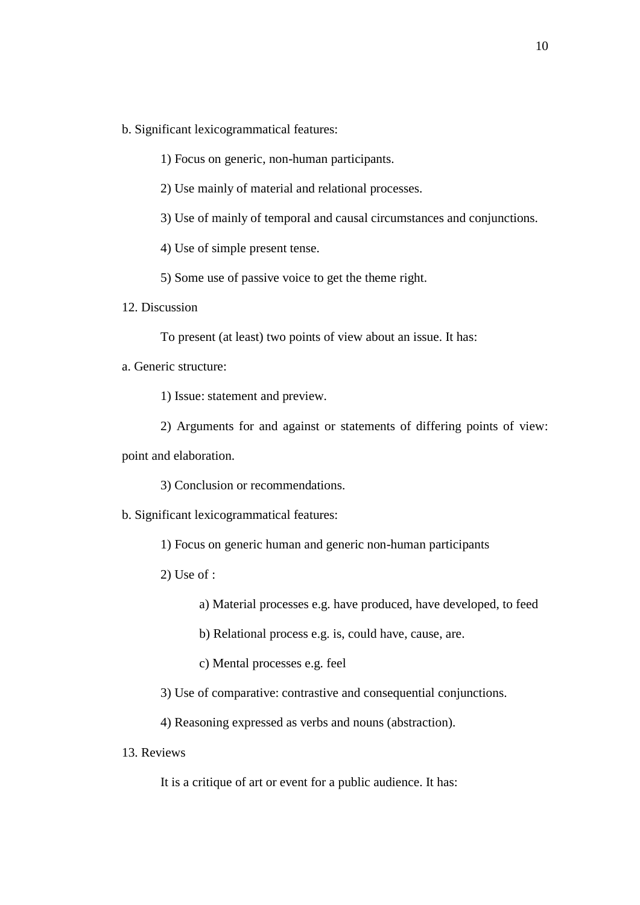b. Significant lexicogrammatical features:

1) Focus on generic, non-human participants.

2) Use mainly of material and relational processes.

3) Use of mainly of temporal and causal circumstances and conjunctions.

4) Use of simple present tense.

5) Some use of passive voice to get the theme right.

12. Discussion

To present (at least) two points of view about an issue. It has:

a. Generic structure:

1) Issue: statement and preview.

2) Arguments for and against or statements of differing points of view: point and elaboration.

3) Conclusion or recommendations.

b. Significant lexicogrammatical features:

1) Focus on generic human and generic non-human participants

2) Use of :

a) Material processes e.g. have produced, have developed, to feed

b) Relational process e.g. is, could have, cause, are.

c) Mental processes e.g. feel

3) Use of comparative: contrastive and consequential conjunctions.

4) Reasoning expressed as verbs and nouns (abstraction).

13. Reviews

It is a critique of art or event for a public audience. It has: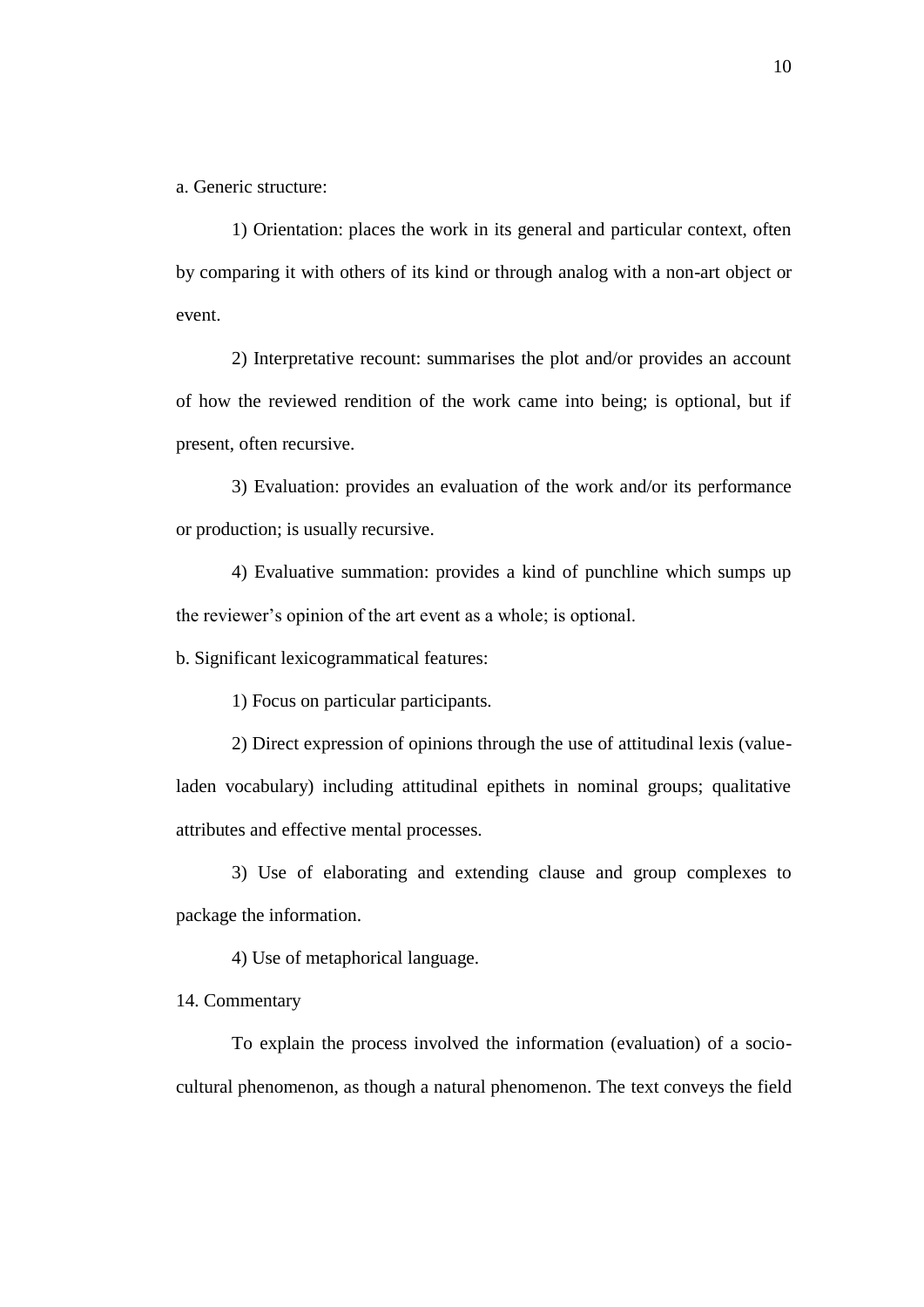a. Generic structure:

1) Orientation: places the work in its general and particular context, often by comparing it with others of its kind or through analog with a non-art object or event.

2) Interpretative recount: summarises the plot and/or provides an account of how the reviewed rendition of the work came into being; is optional, but if present, often recursive.

3) Evaluation: provides an evaluation of the work and/or its performance or production; is usually recursive.

4) Evaluative summation: provides a kind of punchline which sumps up the reviewer's opinion of the art event as a whole; is optional.

b. Significant lexicogrammatical features:

1) Focus on particular participants.

2) Direct expression of opinions through the use of attitudinal lexis (value-laden vocabulary) including attitudinal epithets in nominal groups; qualitative attributes and effective mental processes.

3) Use of elaborating and extending clause and group complexes to package the information.

4) Use of metaphorical language.

14. Commentary

To explain the process involved the information (evaluation) of a socio-cultural phenomenon, as though a natural phenomenon. The text conveys the field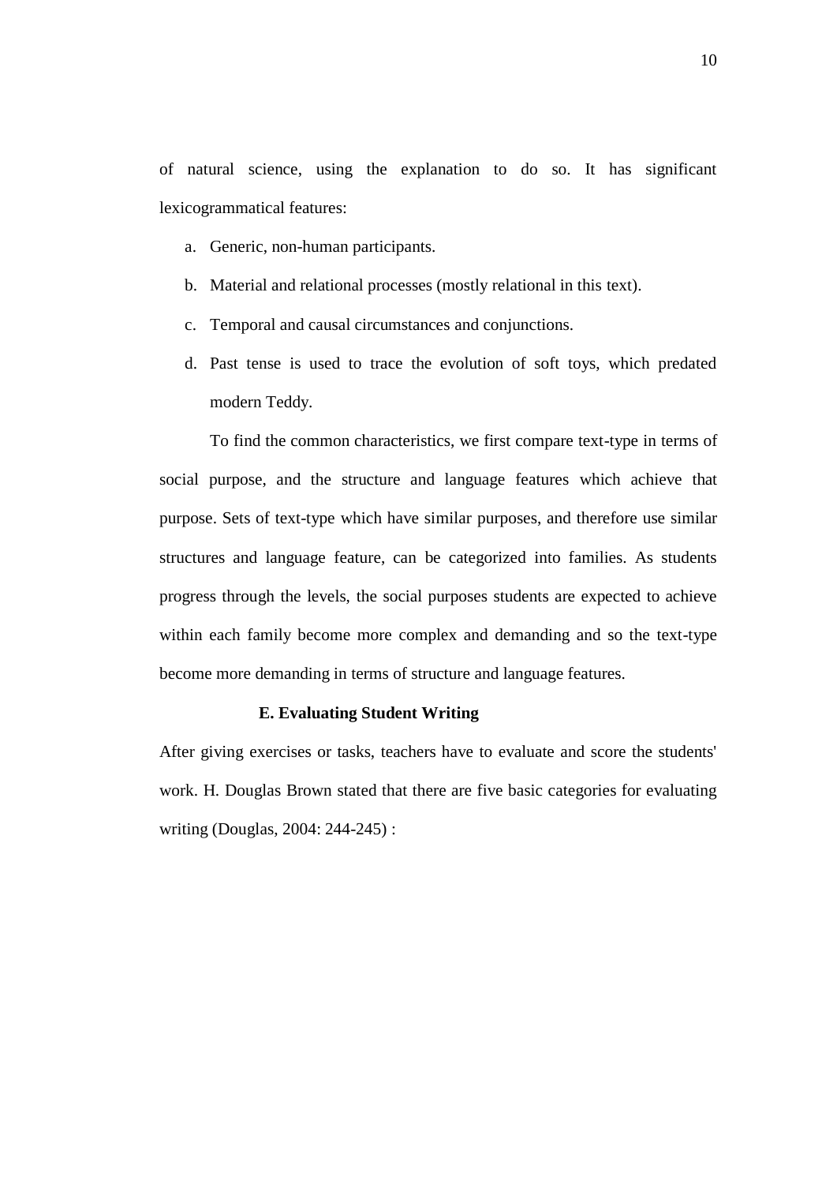of natural science, using the explanation to do so. It has significant lexicogrammatical features:

a. Generic, non-human participants.
b. Material and relational processes (mostly relational in this text).
c. Temporal and causal circumstances and conjunctions.
d. Past tense is used to trace the evolution of soft toys, which predated modern Teddy.

To find the common characteristics, we first compare text-type in terms of social purpose, and the structure and language features which achieve that purpose. Sets of text-type which have similar purposes, and therefore use similar structures and language feature, can be categorized into families. As students progress through the levels, the social purposes students are expected to achieve within each family become more complex and demanding and so the text-type become more demanding in terms of structure and language features.

### E. Evaluating Student Writing

After giving exercises or tasks, teachers have to evaluate and score the students' work. H. Douglas Brown stated that there are five basic categories for evaluating writing (Douglas, 2004: 244-245) :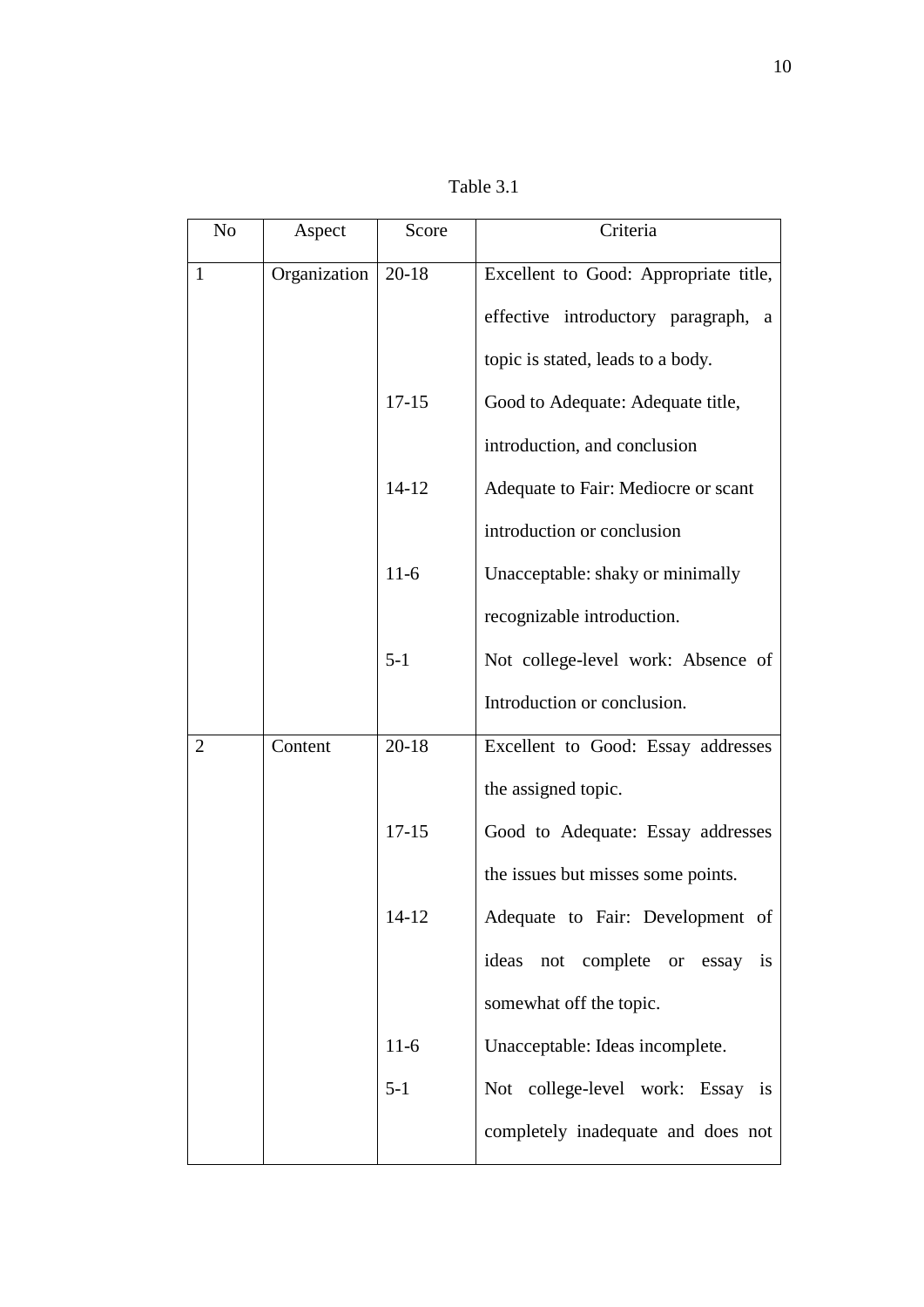Table 3.1

| No | Aspect | Score | Criteria |
|---|---|---|---|
| 1 | Organization | 20-18 | Excellent to Good: Appropriate title, effective introductory paragraph, a topic is stated, leads to a body. |
| | | 17-15 | Good to Adequate: Adequate title, introduction, and conclusion |
| | | 14-12 | Adequate to Fair: Mediocre or scant introduction or conclusion |
| | | 11-6 | Unacceptable: shaky or minimally recognizable introduction. |
| | | 5-1 | Not college-level work: Absence of Introduction or conclusion. |
| 2 | Content | 20-18 | Excellent to Good: Essay addresses the assigned topic. |
| | | 17-15 | Good to Adequate: Essay addresses the issues but misses some points. |
| | | 14-12 | Adequate to Fair: Development of ideas not complete or essay is somewhat off the topic. |
| | | 11-6 | Unacceptable: Ideas incomplete. |
| | | 5-1 | Not college-level work: Essay is completely inadequate and does not |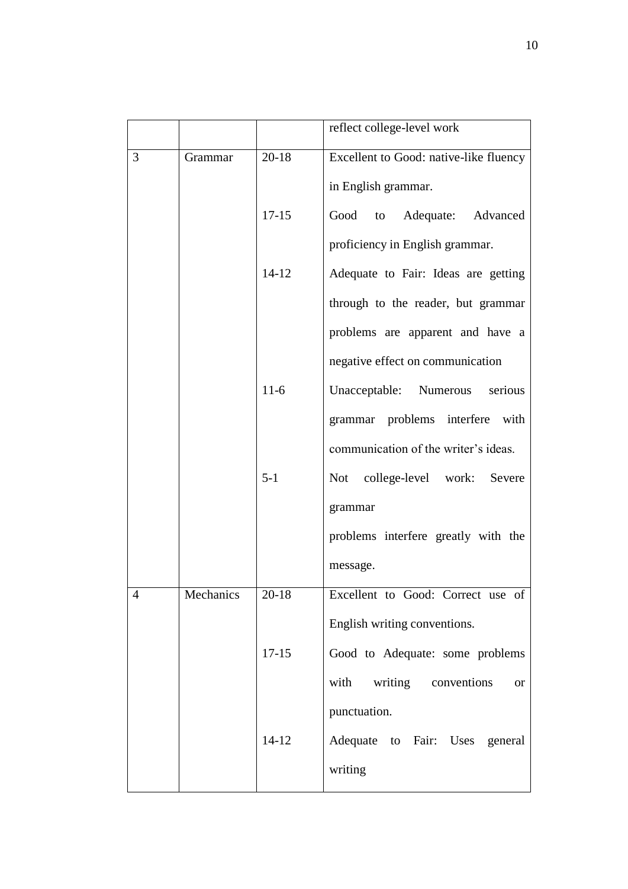| | | | reflect college-level work |
|---|---|---|---|
| 3 | Grammar | 20-18 | Excellent to Good: native-like fluency in English grammar. |
| | | 17-15 | Good to Adequate: Advanced proficiency in English grammar. |
| | | 14-12 | Adequate to Fair: Ideas are getting through to the reader, but grammar problems are apparent and have a negative effect on communication |
| | | 11-6 | Unacceptable: Numerous serious grammar problems interfere with communication of the writer's ideas. |
| | | 5-1 | Not college-level work: Severe grammar problems interfere greatly with the message. |
| 4 | Mechanics | 20-18 | Excellent to Good: Correct use of English writing conventions. |
| | | 17-15 | Good to Adequate: some problems with writing conventions or punctuation. |
| | | 14-12 | Adequate to Fair: Uses general writing |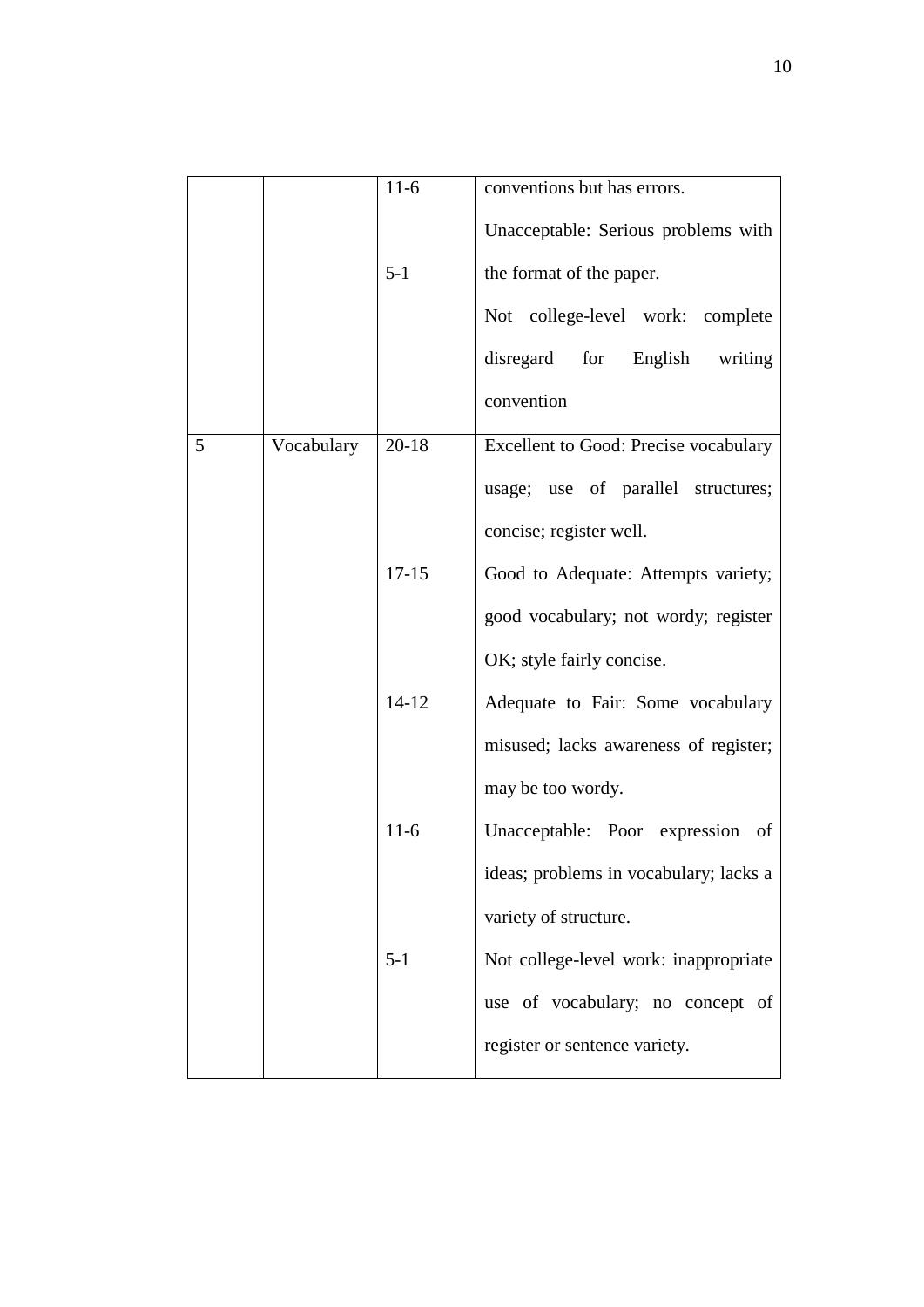| | | | |
|---|---|---|---|
| | | 11-6 | conventions but has errors. |
| | | | Unacceptable: Serious problems with |
| | | 5-1 | the format of the paper. |
| | | | Not college-level work: complete disregard for English writing convention |
| 5 | Vocabulary | 20-18 | Excellent to Good: Precise vocabulary usage; use of parallel structures; concise; register well. |
| | | 17-15 | Good to Adequate: Attempts variety; good vocabulary; not wordy; register OK; style fairly concise. |
| | | 14-12 | Adequate to Fair: Some vocabulary misused; lacks awareness of register; may be too wordy. |
| | | 11-6 | Unacceptable: Poor expression of ideas; problems in vocabulary; lacks a variety of structure. |
| | | 5-1 | Not college-level work: inappropriate use of vocabulary; no concept of register or sentence variety. |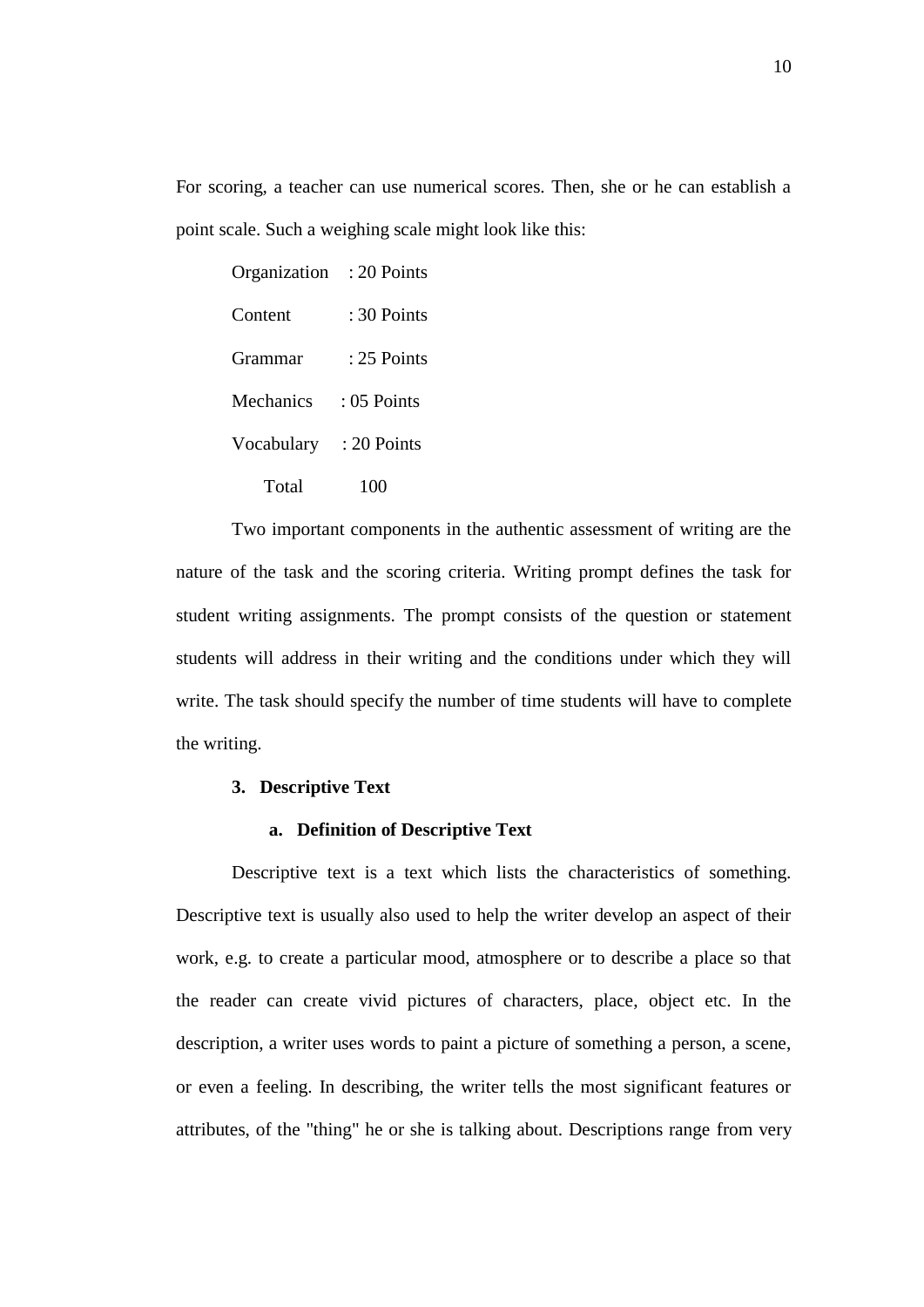For scoring, a teacher can use numerical scores. Then, she or he can establish a point scale. Such a weighing scale might look like this:

Organization : 20 Points

Content : 30 Points

Grammar : 25 Points

Mechanics : 05 Points

Vocabulary : 20 Points

Total 100

Two important components in the authentic assessment of writing are the nature of the task and the scoring criteria. Writing prompt defines the task for student writing assignments. The prompt consists of the question or statement students will address in their writing and the conditions under which they will write. The task should specify the number of time students will have to complete the writing.

**3. Descriptive Text**

**a. Definition of Descriptive Text**

Descriptive text is a text which lists the characteristics of something. Descriptive text is usually also used to help the writer develop an aspect of their work, e.g. to create a particular mood, atmosphere or to describe a place so that the reader can create vivid pictures of characters, place, object etc. In the description, a writer uses words to paint a picture of something a person, a scene, or even a feeling. In describing, the writer tells the most significant features or attributes, of the "thing" he or she is talking about. Descriptions range from very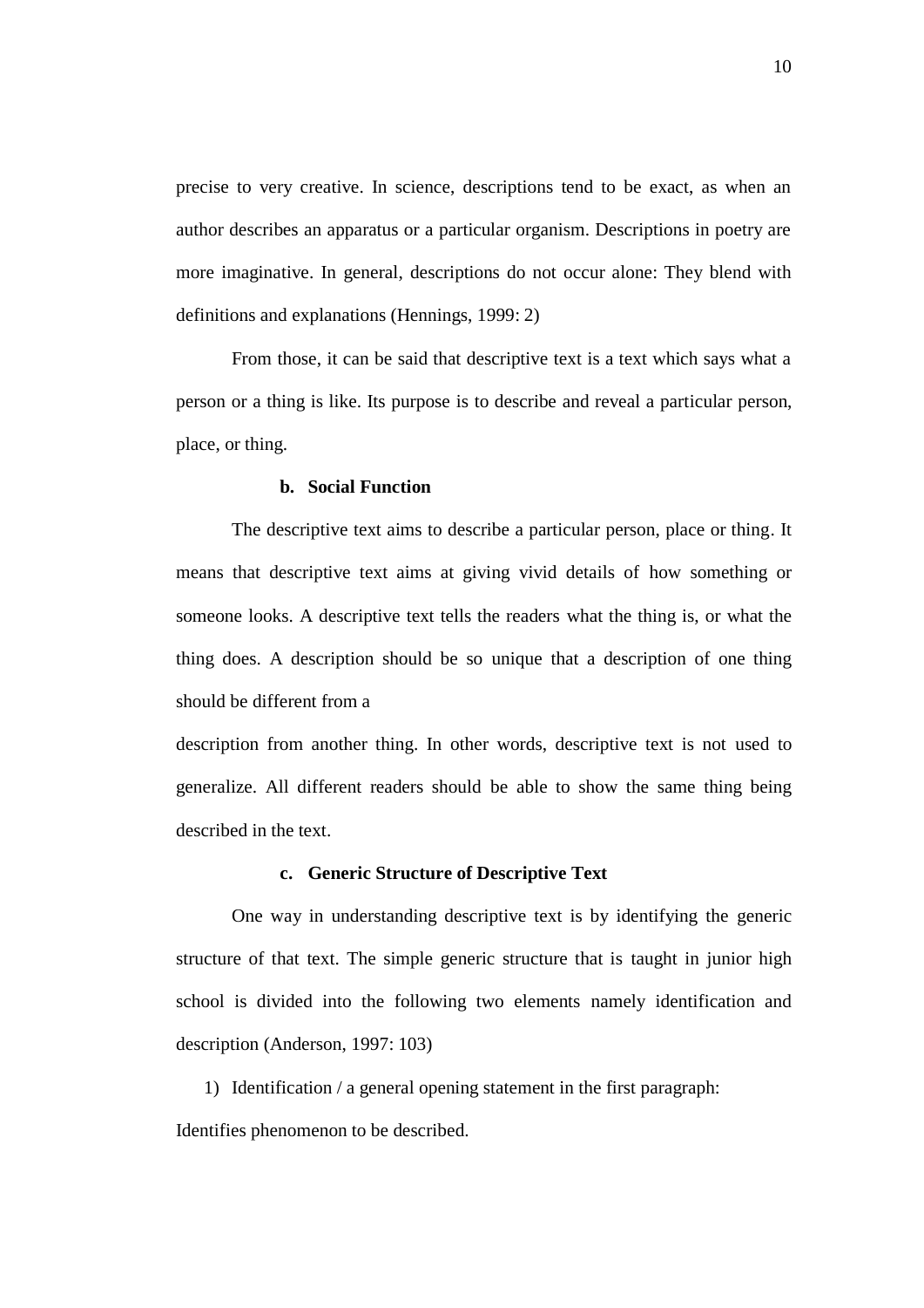precise to very creative. In science, descriptions tend to be exact, as when an author describes an apparatus or a particular organism. Descriptions in poetry are more imaginative. In general, descriptions do not occur alone: They blend with definitions and explanations (Hennings, 1999: 2)

From those, it can be said that descriptive text is a text which says what a person or a thing is like. Its purpose is to describe and reveal a particular person, place, or thing.

**b. Social Function**

The descriptive text aims to describe a particular person, place or thing. It means that descriptive text aims at giving vivid details of how something or someone looks. A descriptive text tells the readers what the thing is, or what the thing does. A description should be so unique that a description of one thing should be different from a

description from another thing. In other words, descriptive text is not used to generalize. All different readers should be able to show the same thing being described in the text.

**c. Generic Structure of Descriptive Text**

One way in understanding descriptive text is by identifying the generic structure of that text. The simple generic structure that is taught in junior high school is divided into the following two elements namely identification and description (Anderson, 1997: 103)

1) Identification / a general opening statement in the first paragraph:

Identifies phenomenon to be described.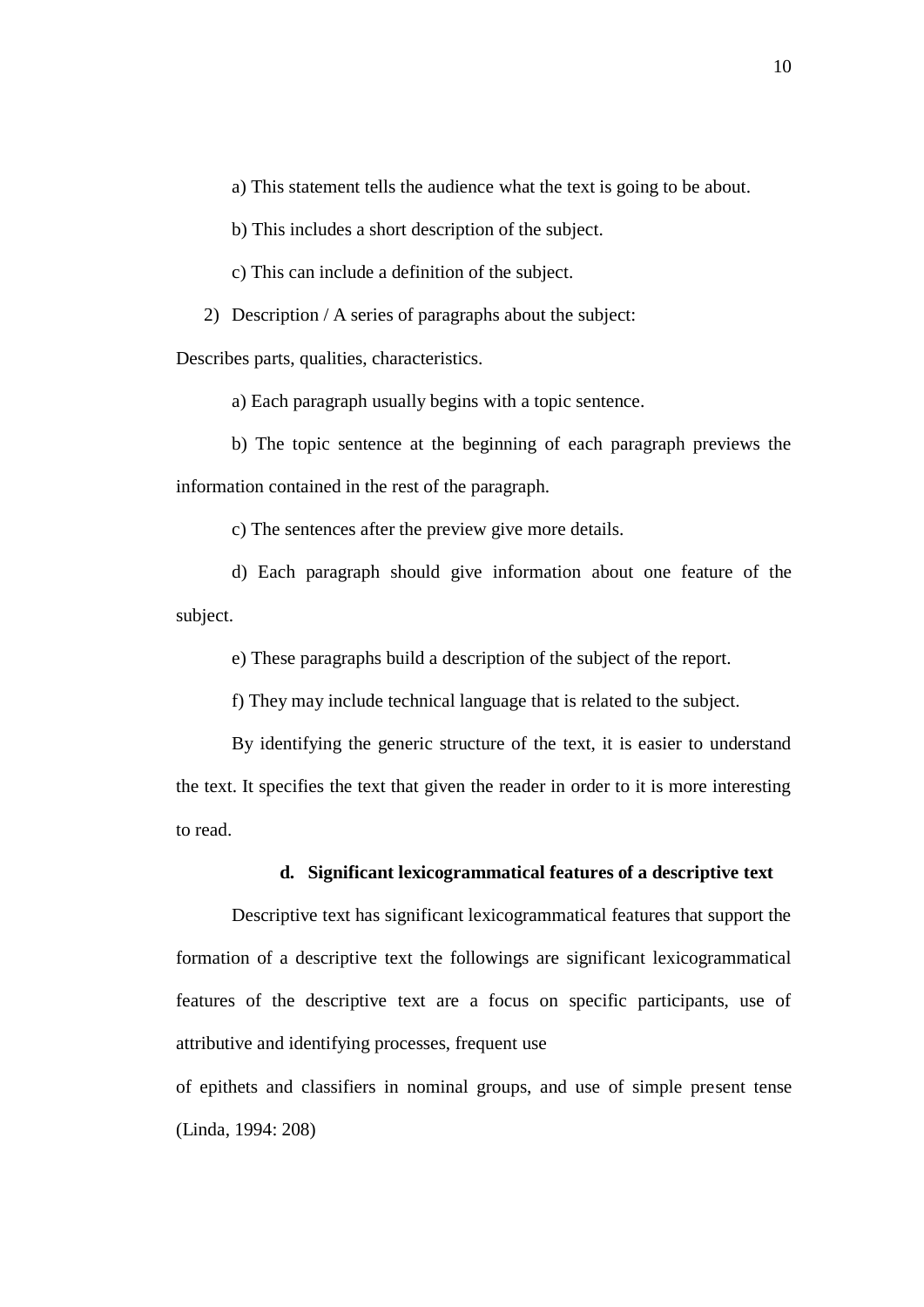a) This statement tells the audience what the text is going to be about.

b) This includes a short description of the subject.

c) This can include a definition of the subject.

2) Description / A series of paragraphs about the subject:

Describes parts, qualities, characteristics.

a) Each paragraph usually begins with a topic sentence.

b) The topic sentence at the beginning of each paragraph previews the information contained in the rest of the paragraph.

c) The sentences after the preview give more details.

d) Each paragraph should give information about one feature of the subject.

e) These paragraphs build a description of the subject of the report.

f) They may include technical language that is related to the subject.

By identifying the generic structure of the text, it is easier to understand the text. It specifies the text that given the reader in order to it is more interesting to read.

**d. Significant lexicogrammatical features of a descriptive text**

Descriptive text has significant lexicogrammatical features that support the formation of a descriptive text the followings are significant lexicogrammatical features of the descriptive text are a focus on specific participants, use of attributive and identifying processes, frequent use of epithets and classifiers in nominal groups, and use of simple present tense (Linda, 1994: 208)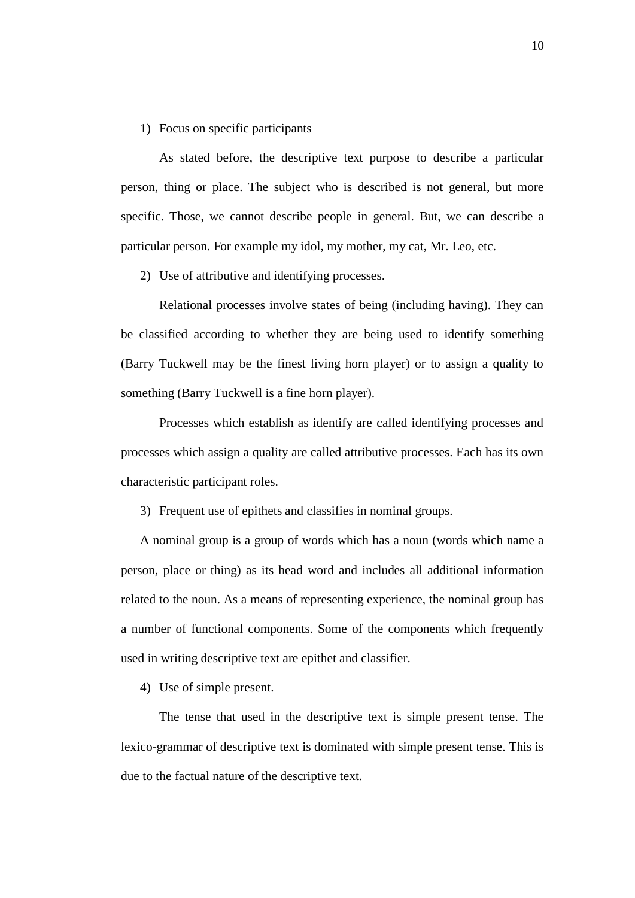1) Focus on specific participants

As stated before, the descriptive text purpose to describe a particular person, thing or place. The subject who is described is not general, but more specific. Those, we cannot describe people in general. But, we can describe a particular person. For example my idol, my mother, my cat, Mr. Leo, etc.

2) Use of attributive and identifying processes.

Relational processes involve states of being (including having). They can be classified according to whether they are being used to identify something (Barry Tuckwell may be the finest living horn player) or to assign a quality to something (Barry Tuckwell is a fine horn player).

Processes which establish as identify are called identifying processes and processes which assign a quality are called attributive processes. Each has its own characteristic participant roles.

3) Frequent use of epithets and classifies in nominal groups.

A nominal group is a group of words which has a noun (words which name a person, place or thing) as its head word and includes all additional information related to the noun. As a means of representing experience, the nominal group has a number of functional components. Some of the components which frequently used in writing descriptive text are epithet and classifier.

4) Use of simple present.

The tense that used in the descriptive text is simple present tense. The lexico-grammar of descriptive text is dominated with simple present tense. This is due to the factual nature of the descriptive text.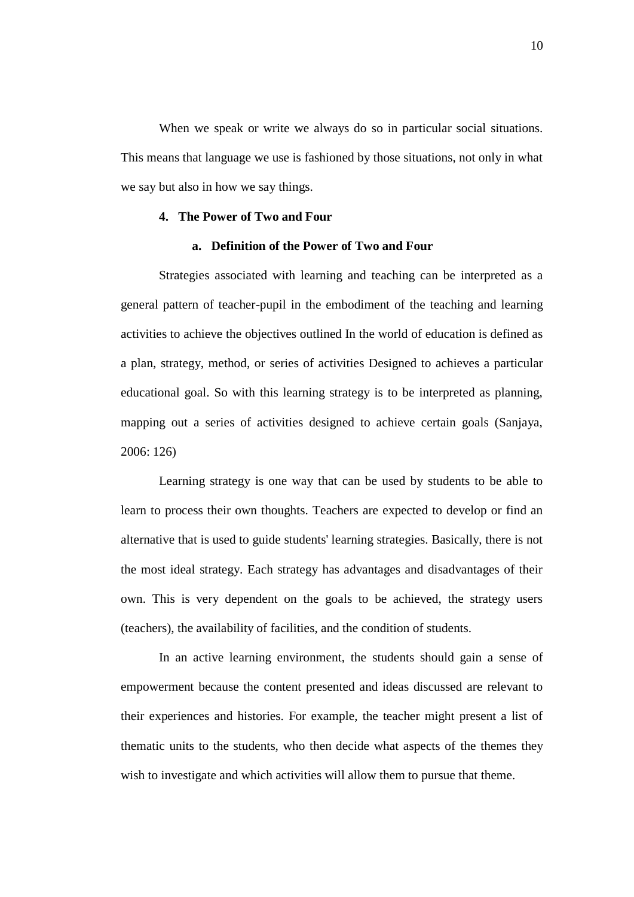When we speak or write we always do so in particular social situations. This means that language we use is fashioned by those situations, not only in what we say but also in how we say things.

### 4. The Power of Two and Four

#### a. Definition of the Power of Two and Four

Strategies associated with learning and teaching can be interpreted as a general pattern of teacher-pupil in the embodiment of the teaching and learning activities to achieve the objectives outlined In the world of education is defined as a plan, strategy, method, or series of activities Designed to achieves a particular educational goal. So with this learning strategy is to be interpreted as planning, mapping out a series of activities designed to achieve certain goals (Sanjaya, 2006: 126)

Learning strategy is one way that can be used by students to be able to learn to process their own thoughts. Teachers are expected to develop or find an alternative that is used to guide students' learning strategies. Basically, there is not the most ideal strategy. Each strategy has advantages and disadvantages of their own. This is very dependent on the goals to be achieved, the strategy users (teachers), the availability of facilities, and the condition of students.

In an active learning environment, the students should gain a sense of empowerment because the content presented and ideas discussed are relevant to their experiences and histories. For example, the teacher might present a list of thematic units to the students, who then decide what aspects of the themes they wish to investigate and which activities will allow them to pursue that theme.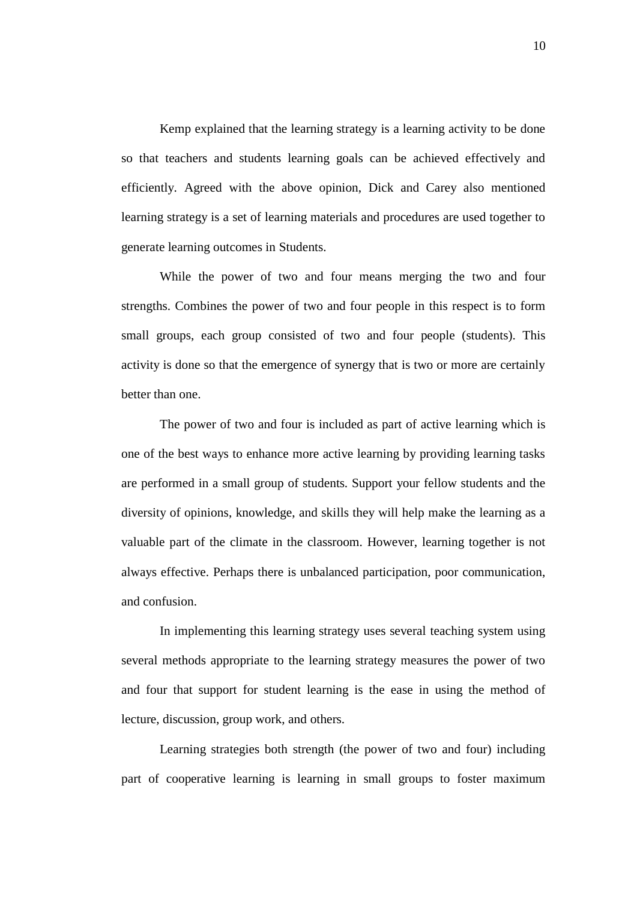Kemp explained that the learning strategy is a learning activity to be done so that teachers and students learning goals can be achieved effectively and efficiently. Agreed with the above opinion, Dick and Carey also mentioned learning strategy is a set of learning materials and procedures are used together to generate learning outcomes in Students.

While the power of two and four means merging the two and four strengths. Combines the power of two and four people in this respect is to form small groups, each group consisted of two and four people (students). This activity is done so that the emergence of synergy that is two or more are certainly better than one.

The power of two and four is included as part of active learning which is one of the best ways to enhance more active learning by providing learning tasks are performed in a small group of students. Support your fellow students and the diversity of opinions, knowledge, and skills they will help make the learning as a valuable part of the climate in the classroom. However, learning together is not always effective. Perhaps there is unbalanced participation, poor communication, and confusion.

In implementing this learning strategy uses several teaching system using several methods appropriate to the learning strategy measures the power of two and four that support for student learning is the ease in using the method of lecture, discussion, group work, and others.

Learning strategies both strength (the power of two and four) including part of cooperative learning is learning in small groups to foster maximum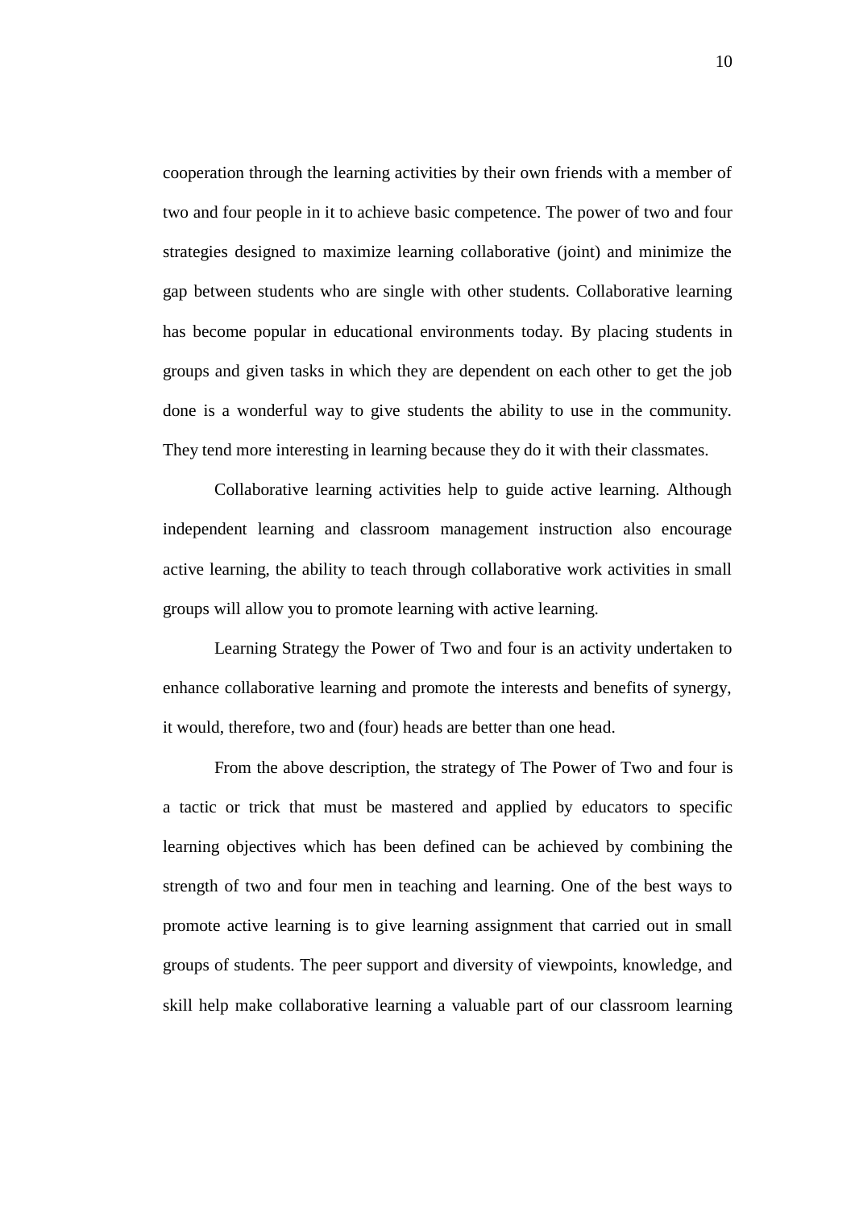cooperation through the learning activities by their own friends with a member of two and four people in it to achieve basic competence. The power of two and four strategies designed to maximize learning collaborative (joint) and minimize the gap between students who are single with other students. Collaborative learning has become popular in educational environments today. By placing students in groups and given tasks in which they are dependent on each other to get the job done is a wonderful way to give students the ability to use in the community. They tend more interesting in learning because they do it with their classmates.

Collaborative learning activities help to guide active learning. Although independent learning and classroom management instruction also encourage active learning, the ability to teach through collaborative work activities in small groups will allow you to promote learning with active learning.

Learning Strategy the Power of Two and four is an activity undertaken to enhance collaborative learning and promote the interests and benefits of synergy, it would, therefore, two and (four) heads are better than one head.

From the above description, the strategy of The Power of Two and four is a tactic or trick that must be mastered and applied by educators to specific learning objectives which has been defined can be achieved by combining the strength of two and four men in teaching and learning. One of the best ways to promote active learning is to give learning assignment that carried out in small groups of students. The peer support and diversity of viewpoints, knowledge, and skill help make collaborative learning a valuable part of our classroom learning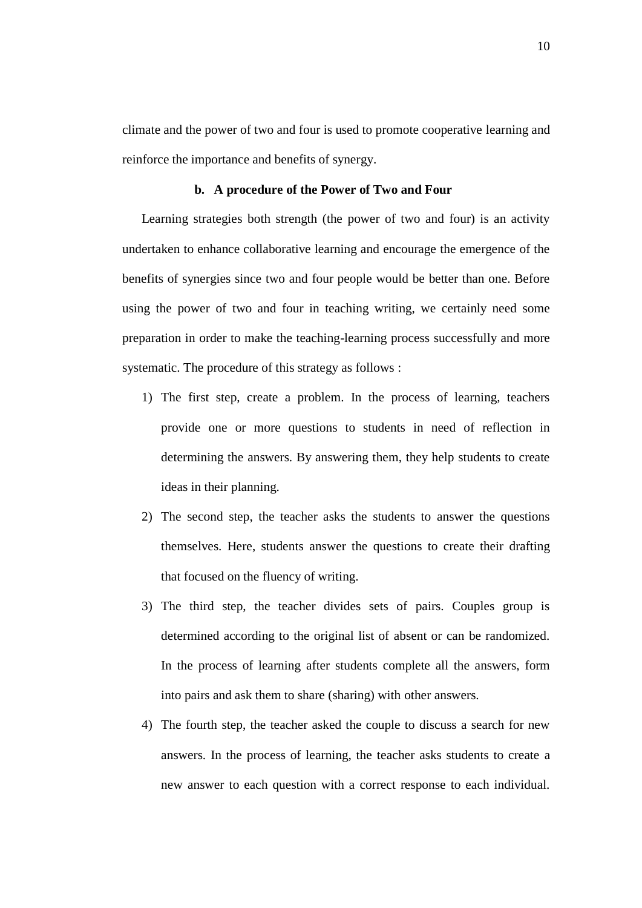climate and the power of two and four is used to promote cooperative learning and reinforce the importance and benefits of synergy.

### b. A procedure of the Power of Two and Four

Learning strategies both strength (the power of two and four) is an activity undertaken to enhance collaborative learning and encourage the emergence of the benefits of synergies since two and four people would be better than one. Before using the power of two and four in teaching writing, we certainly need some preparation in order to make the teaching-learning process successfully and more systematic. The procedure of this strategy as follows :

1) The first step, create a problem. In the process of learning, teachers provide one or more questions to students in need of reflection in determining the answers. By answering them, they help students to create ideas in their planning.
2) The second step, the teacher asks the students to answer the questions themselves. Here, students answer the questions to create their drafting that focused on the fluency of writing.
3) The third step, the teacher divides sets of pairs. Couples group is determined according to the original list of absent or can be randomized. In the process of learning after students complete all the answers, form into pairs and ask them to share (sharing) with other answers.
4) The fourth step, the teacher asked the couple to discuss a search for new answers. In the process of learning, the teacher asks students to create a new answer to each question with a correct response to each individual.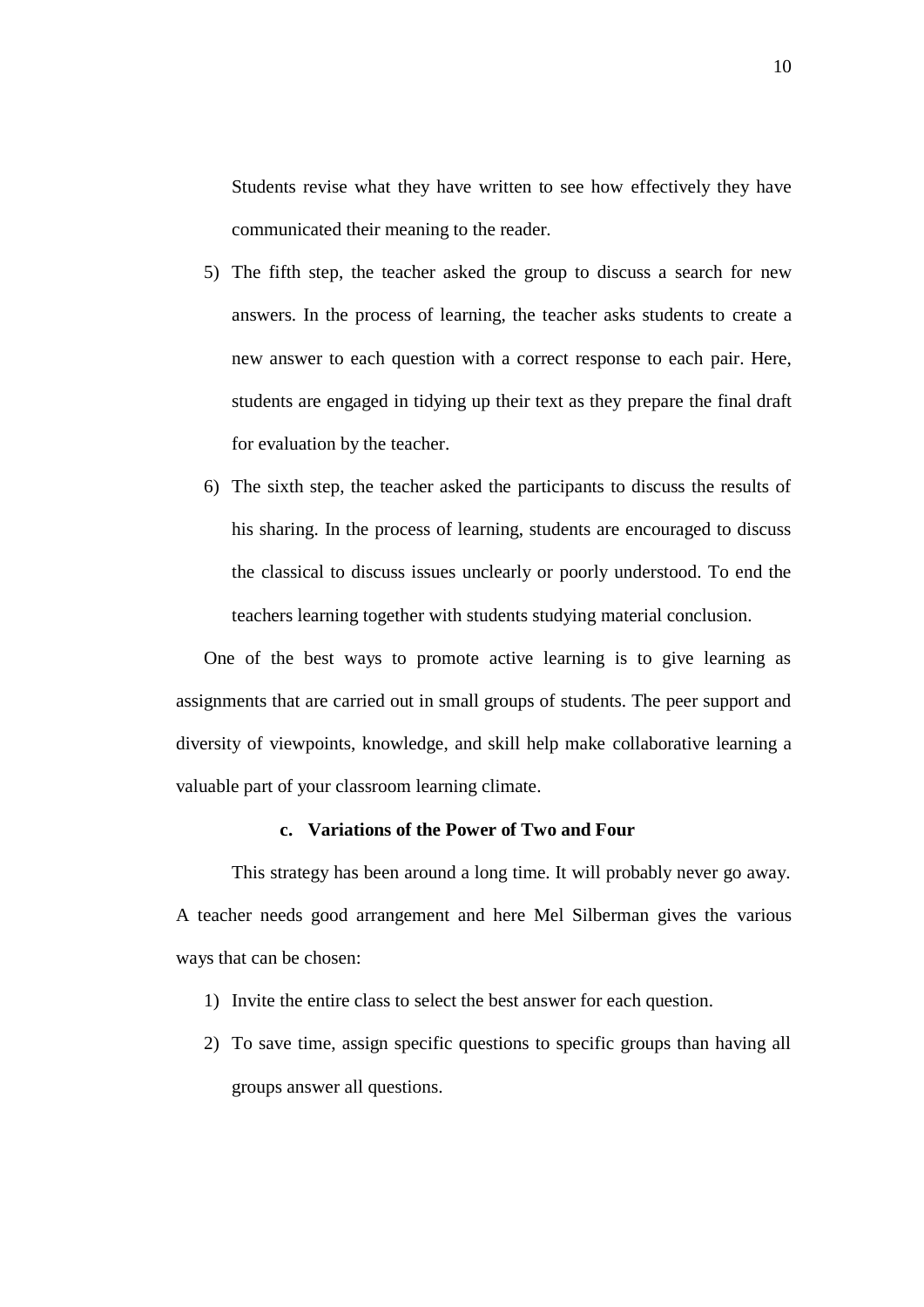Students revise what they have written to see how effectively they have communicated their meaning to the reader.

5) The fifth step, the teacher asked the group to discuss a search for new answers. In the process of learning, the teacher asks students to create a new answer to each question with a correct response to each pair. Here, students are engaged in tidying up their text as they prepare the final draft for evaluation by the teacher.
6) The sixth step, the teacher asked the participants to discuss the results of his sharing. In the process of learning, students are encouraged to discuss the classical to discuss issues unclearly or poorly understood. To end the teachers learning together with students studying material conclusion.

One of the best ways to promote active learning is to give learning as assignments that are carried out in small groups of students. The peer support and diversity of viewpoints, knowledge, and skill help make collaborative learning a valuable part of your classroom learning climate.

**c. Variations of the Power of Two and Four**

This strategy has been around a long time. It will probably never go away. A teacher needs good arrangement and here Mel Silberman gives the various ways that can be chosen:

1) Invite the entire class to select the best answer for each question.
2) To save time, assign specific questions to specific groups than having all groups answer all questions.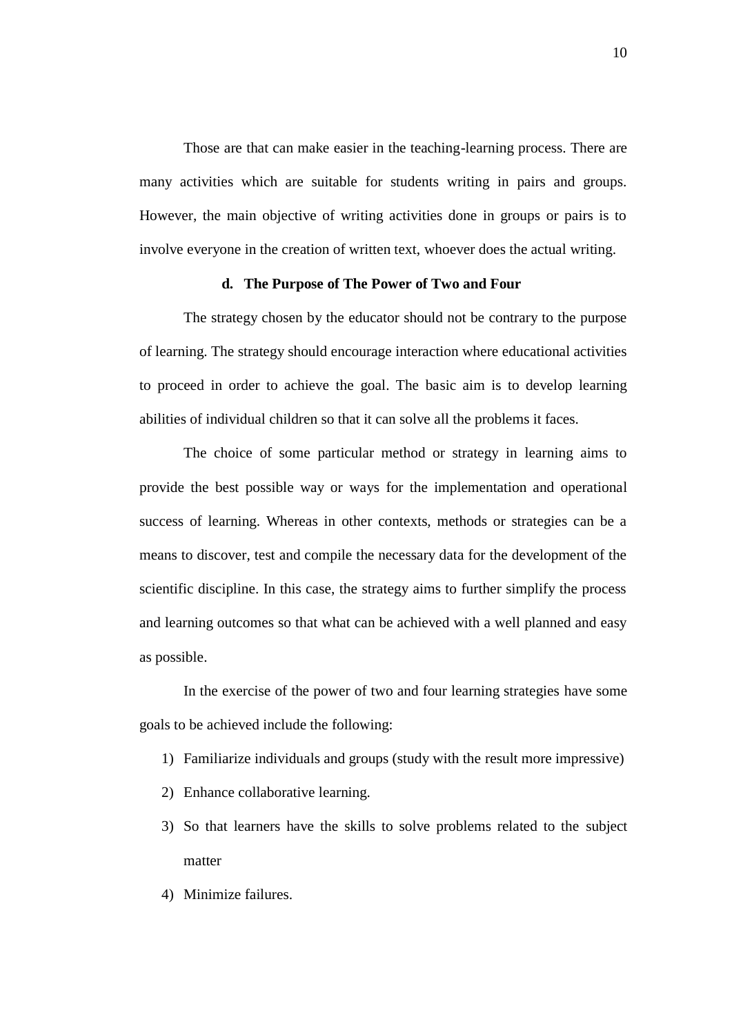Those are that can make easier in the teaching-learning process. There are many activities which are suitable for students writing in pairs and groups. However, the main objective of writing activities done in groups or pairs is to involve everyone in the creation of written text, whoever does the actual writing.

#### d. The Purpose of The Power of Two and Four

The strategy chosen by the educator should not be contrary to the purpose of learning. The strategy should encourage interaction where educational activities to proceed in order to achieve the goal. The basic aim is to develop learning abilities of individual children so that it can solve all the problems it faces.

The choice of some particular method or strategy in learning aims to provide the best possible way or ways for the implementation and operational success of learning. Whereas in other contexts, methods or strategies can be a means to discover, test and compile the necessary data for the development of the scientific discipline. In this case, the strategy aims to further simplify the process and learning outcomes so that what can be achieved with a well planned and easy as possible.

In the exercise of the power of two and four learning strategies have some goals to be achieved include the following:

1) Familiarize individuals and groups (study with the result more impressive)
2) Enhance collaborative learning.
3) So that learners have the skills to solve problems related to the subject matter
4) Minimize failures.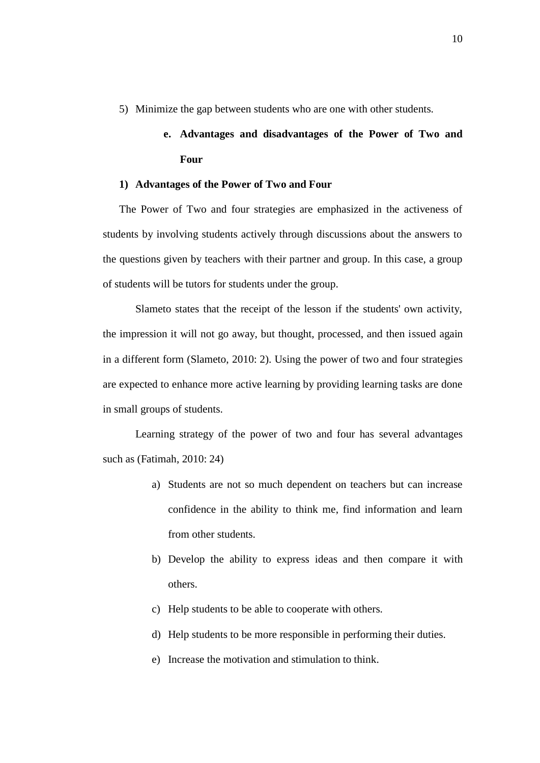5) Minimize the gap between students who are one with other students.

### e. Advantages and disadvantages of the Power of Two and Four

**1) Advantages of the Power of Two and Four**

The Power of Two and four strategies are emphasized in the activeness of students by involving students actively through discussions about the answers to the questions given by teachers with their partner and group. In this case, a group of students will be tutors for students under the group.

Slameto states that the receipt of the lesson if the students' own activity, the impression it will not go away, but thought, processed, and then issued again in a different form (Slameto, 2010: 2). Using the power of two and four strategies are expected to enhance more active learning by providing learning tasks are done in small groups of students.

Learning strategy of the power of two and four has several advantages such as (Fatimah, 2010: 24)

a) Students are not so much dependent on teachers but can increase confidence in the ability to think me, find information and learn from other students.

b) Develop the ability to express ideas and then compare it with others.

c) Help students to be able to cooperate with others.

d) Help students to be more responsible in performing their duties.

e) Increase the motivation and stimulation to think.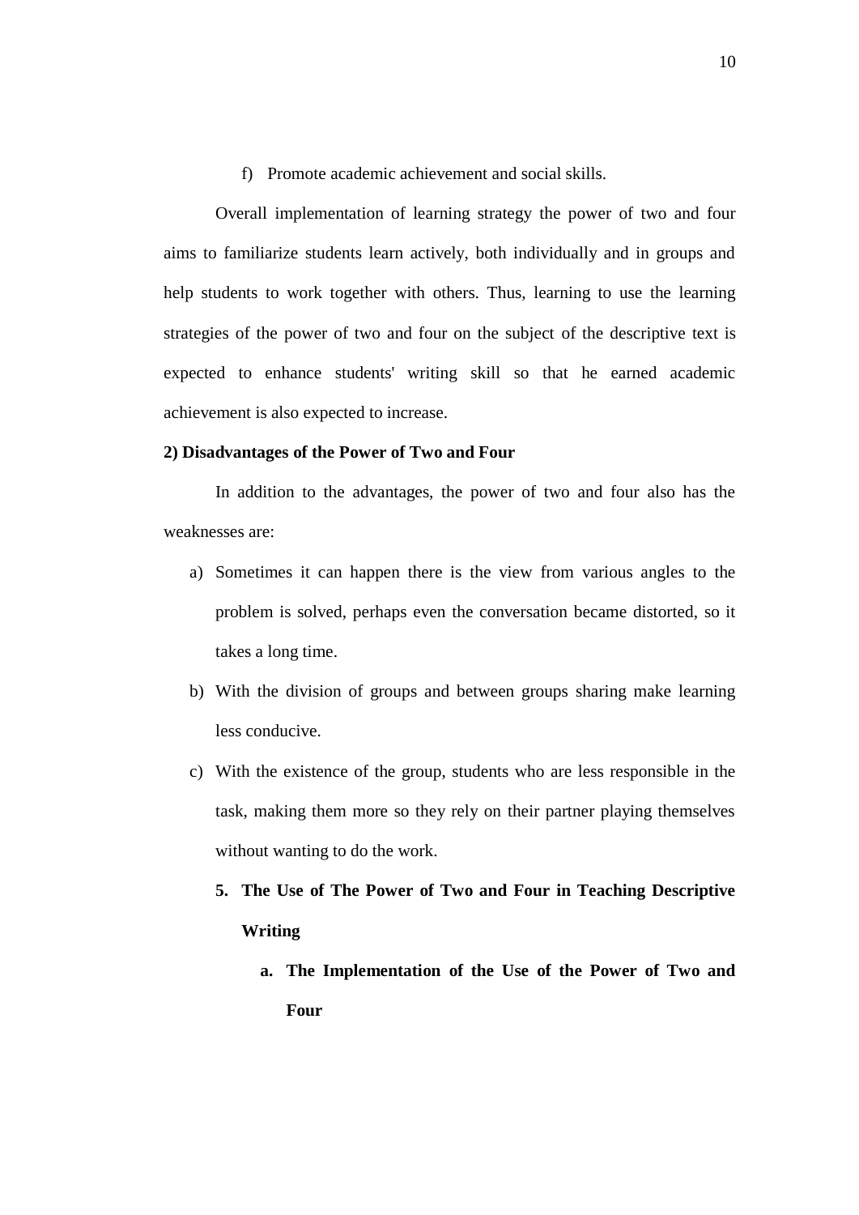f) Promote academic achievement and social skills.

Overall implementation of learning strategy the power of two and four aims to familiarize students learn actively, both individually and in groups and help students to work together with others. Thus, learning to use the learning strategies of the power of two and four on the subject of the descriptive text is expected to enhance students' writing skill so that he earned academic achievement is also expected to increase.

**2) Disadvantages of the Power of Two and Four**

In addition to the advantages, the power of two and four also has the weaknesses are:

a) Sometimes it can happen there is the view from various angles to the problem is solved, perhaps even the conversation became distorted, so it takes a long time.

b) With the division of groups and between groups sharing make learning less conducive.

c) With the existence of the group, students who are less responsible in the task, making them more so they rely on their partner playing themselves without wanting to do the work.

**5. The Use of The Power of Two and Four in Teaching Descriptive Writing**

**a. The Implementation of the Use of the Power of Two and Four**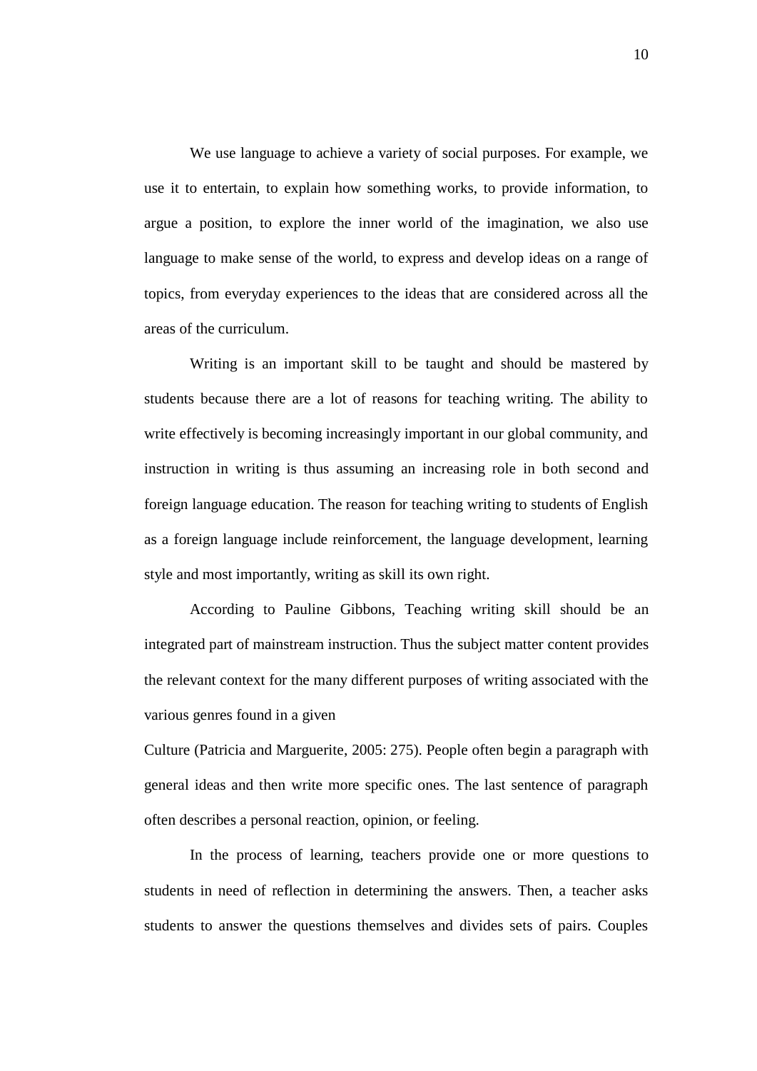We use language to achieve a variety of social purposes. For example, we use it to entertain, to explain how something works, to provide information, to argue a position, to explore the inner world of the imagination, we also use language to make sense of the world, to express and develop ideas on a range of topics, from everyday experiences to the ideas that are considered across all the areas of the curriculum.

Writing is an important skill to be taught and should be mastered by students because there are a lot of reasons for teaching writing. The ability to write effectively is becoming increasingly important in our global community, and instruction in writing is thus assuming an increasing role in both second and foreign language education. The reason for teaching writing to students of English as a foreign language include reinforcement, the language development, learning style and most importantly, writing as skill its own right.

According to Pauline Gibbons, Teaching writing skill should be an integrated part of mainstream instruction. Thus the subject matter content provides the relevant context for the many different purposes of writing associated with the various genres found in a given

Culture (Patricia and Marguerite, 2005: 275). People often begin a paragraph with general ideas and then write more specific ones. The last sentence of paragraph often describes a personal reaction, opinion, or feeling.

In the process of learning, teachers provide one or more questions to students in need of reflection in determining the answers. Then, a teacher asks students to answer the questions themselves and divides sets of pairs. Couples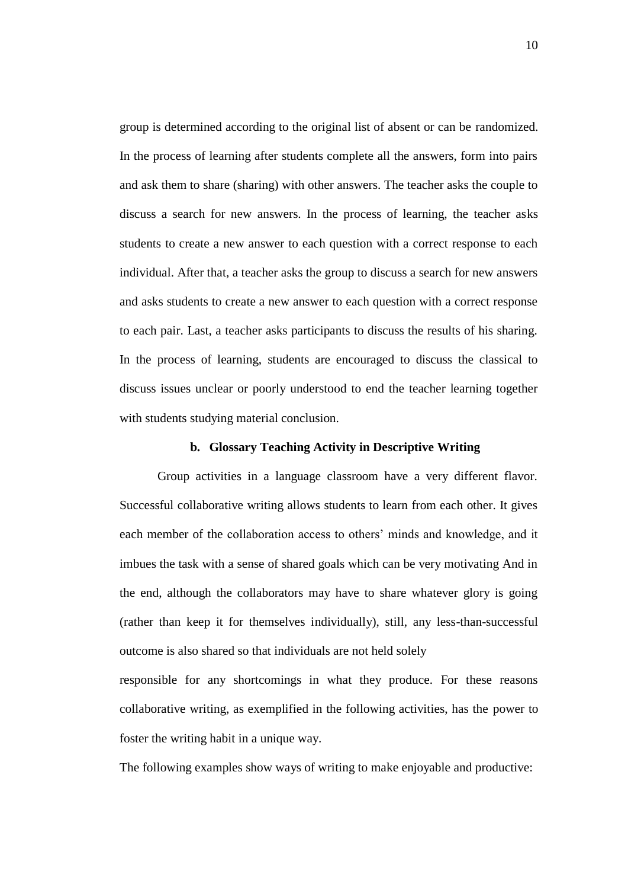group is determined according to the original list of absent or can be randomized. In the process of learning after students complete all the answers, form into pairs and ask them to share (sharing) with other answers. The teacher asks the couple to discuss a search for new answers. In the process of learning, the teacher asks students to create a new answer to each question with a correct response to each individual. After that, a teacher asks the group to discuss a search for new answers and asks students to create a new answer to each question with a correct response to each pair. Last, a teacher asks participants to discuss the results of his sharing. In the process of learning, students are encouraged to discuss the classical to discuss issues unclear or poorly understood to end the teacher learning together with students studying material conclusion.

**b. Glossary Teaching Activity in Descriptive Writing**

Group activities in a language classroom have a very different flavor. Successful collaborative writing allows students to learn from each other. It gives each member of the collaboration access to others' minds and knowledge, and it imbues the task with a sense of shared goals which can be very motivating And in the end, although the collaborators may have to share whatever glory is going (rather than keep it for themselves individually), still, any less-than-successful outcome is also shared so that individuals are not held solely responsible for any shortcomings in what they produce. For these reasons collaborative writing, as exemplified in the following activities, has the power to foster the writing habit in a unique way.

The following examples show ways of writing to make enjoyable and productive: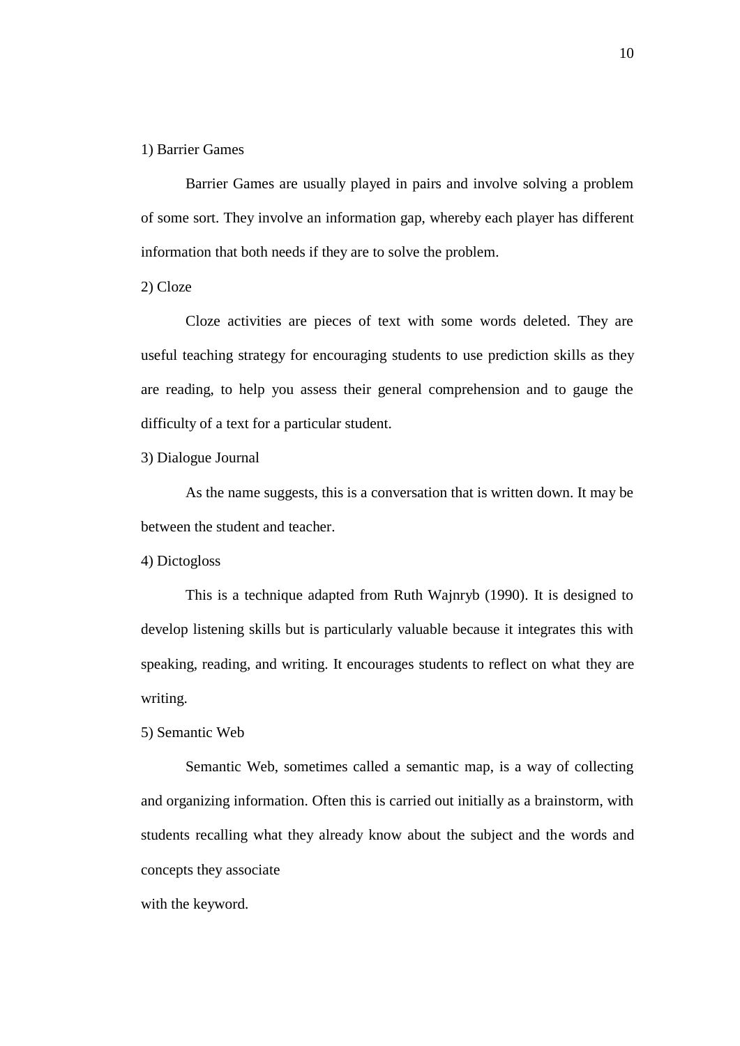1) Barrier Games

Barrier Games are usually played in pairs and involve solving a problem of some sort. They involve an information gap, whereby each player has different information that both needs if they are to solve the problem.

2) Cloze

Cloze activities are pieces of text with some words deleted. They are useful teaching strategy for encouraging students to use prediction skills as they are reading, to help you assess their general comprehension and to gauge the difficulty of a text for a particular student.

3) Dialogue Journal

As the name suggests, this is a conversation that is written down. It may be between the student and teacher.

4) Dictogloss

This is a technique adapted from Ruth Wajnryb (1990). It is designed to develop listening skills but is particularly valuable because it integrates this with speaking, reading, and writing. It encourages students to reflect on what they are writing.

5) Semantic Web

Semantic Web, sometimes called a semantic map, is a way of collecting and organizing information. Often this is carried out initially as a brainstorm, with students recalling what they already know about the subject and the words and concepts they associate with the keyword.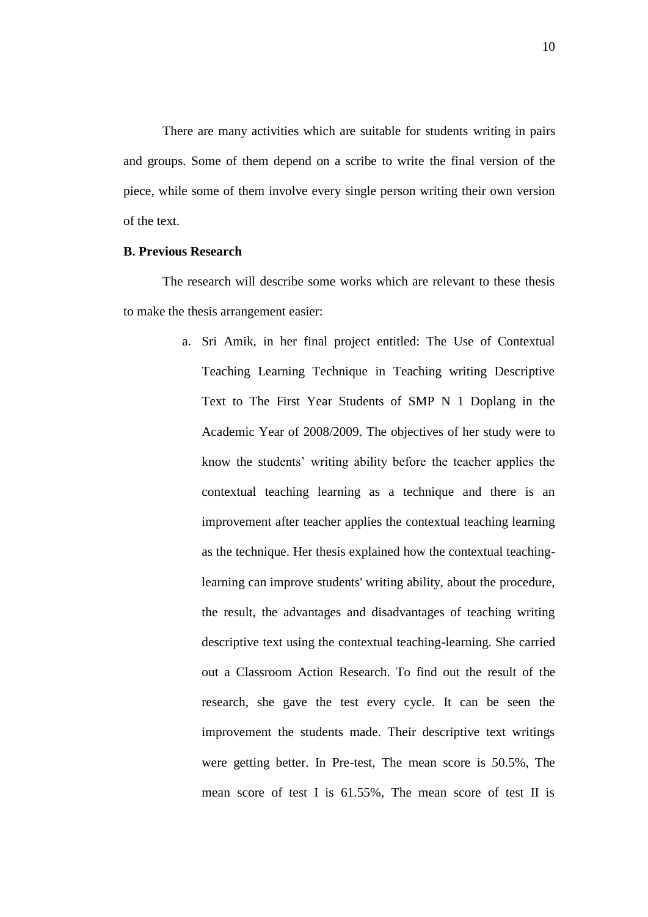There are many activities which are suitable for students writing in pairs and groups. Some of them depend on a scribe to write the final version of the piece, while some of them involve every single person writing their own version of the text.

**B. Previous Research**

The research will describe some works which are relevant to these thesis to make the thesis arrangement easier:

a. Sri Amik, in her final project entitled: The Use of Contextual Teaching Learning Technique in Teaching writing Descriptive Text to The First Year Students of SMP N 1 Doplang in the Academic Year of 2008/2009. The objectives of her study were to know the students' writing ability before the teacher applies the contextual teaching learning as a technique and there is an improvement after teacher applies the contextual teaching learning as the technique. Her thesis explained how the contextual teaching-learning can improve students' writing ability, about the procedure, the result, the advantages and disadvantages of teaching writing descriptive text using the contextual teaching-learning. She carried out a Classroom Action Research. To find out the result of the research, she gave the test every cycle. It can be seen the improvement the students made. Their descriptive text writings were getting better. In Pre-test, The mean score is 50.5%, The mean score of test I is 61.55%, The mean score of test II is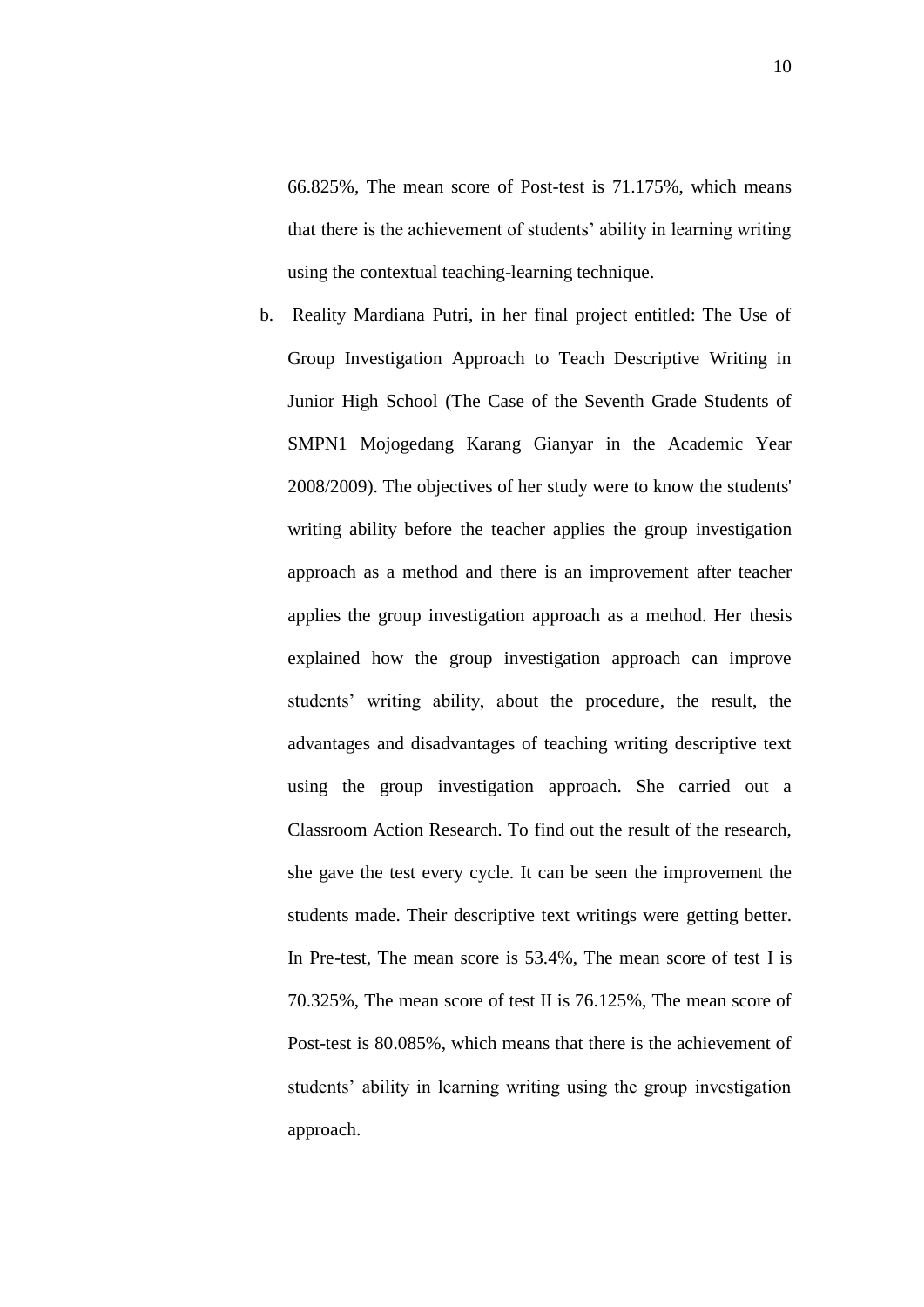66.825%, The mean score of Post-test is 71.175%, which means that there is the achievement of students' ability in learning writing using the contextual teaching-learning technique.

b. Reality Mardiana Putri, in her final project entitled: The Use of Group Investigation Approach to Teach Descriptive Writing in Junior High School (The Case of the Seventh Grade Students of SMPN1 Mojogedang Karang Gianyar in the Academic Year 2008/2009). The objectives of her study were to know the students' writing ability before the teacher applies the group investigation approach as a method and there is an improvement after teacher applies the group investigation approach as a method. Her thesis explained how the group investigation approach can improve students' writing ability, about the procedure, the result, the advantages and disadvantages of teaching writing descriptive text using the group investigation approach. She carried out a Classroom Action Research. To find out the result of the research, she gave the test every cycle. It can be seen the improvement the students made. Their descriptive text writings were getting better. In Pre-test, The mean score is 53.4%, The mean score of test I is 70.325%, The mean score of test II is 76.125%, The mean score of Post-test is 80.085%, which means that there is the achievement of students' ability in learning writing using the group investigation approach.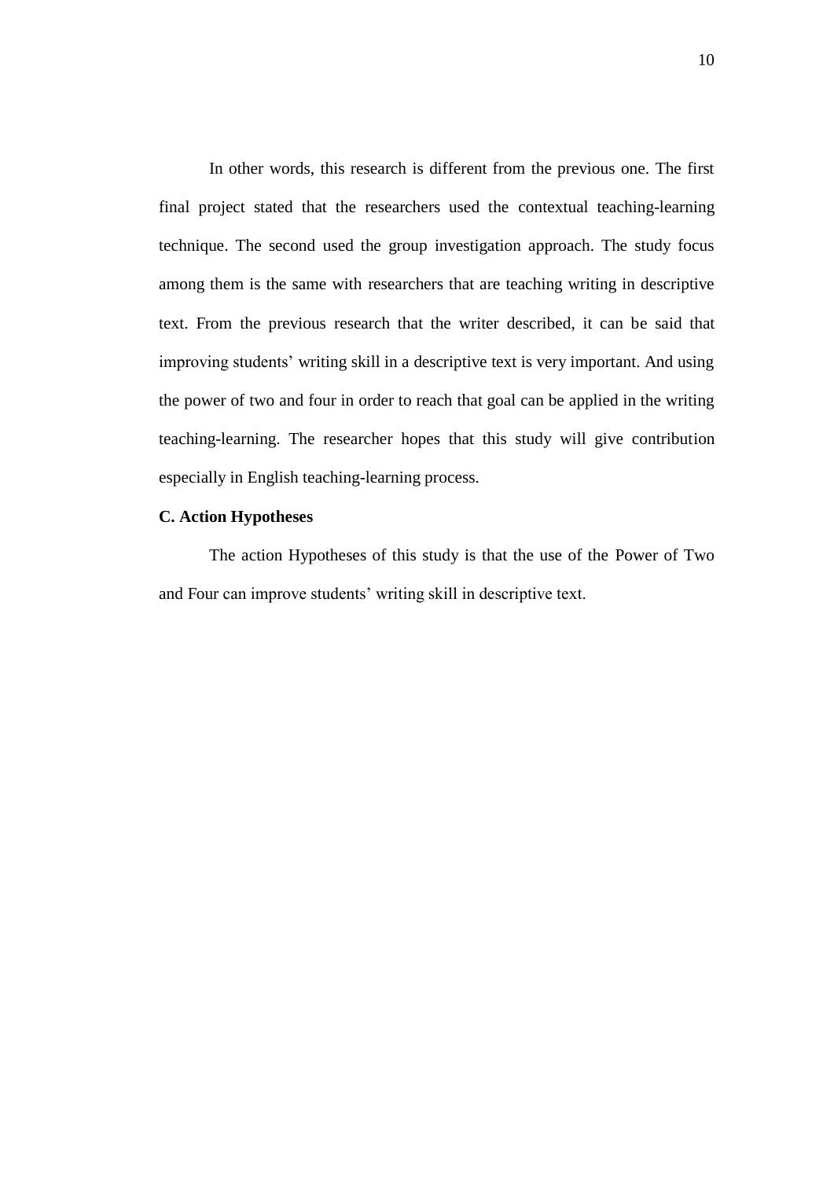In other words, this research is different from the previous one. The first final project stated that the researchers used the contextual teaching-learning technique. The second used the group investigation approach. The study focus among them is the same with researchers that are teaching writing in descriptive text. From the previous research that the writer described, it can be said that improving students' writing skill in a descriptive text is very important. And using the power of two and four in order to reach that goal can be applied in the writing teaching-learning. The researcher hopes that this study will give contribution especially in English teaching-learning process.

**C. Action Hypotheses**

The action Hypotheses of this study is that the use of the Power of Two and Four can improve students' writing skill in descriptive text.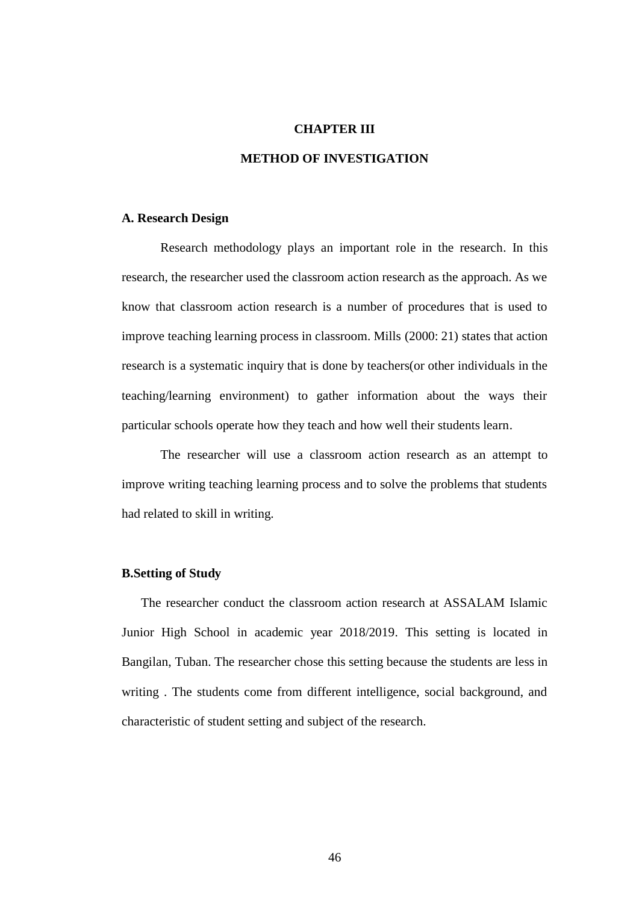# CHAPTER III

# METHOD OF INVESTIGATION

## A. Research Design

Research methodology plays an important role in the research. In this research, the researcher used the classroom action research as the approach. As we know that classroom action research is a number of procedures that is used to improve teaching learning process in classroom. Mills (2000: 21) states that action research is a systematic inquiry that is done by teachers(or other individuals in the teaching/learning environment) to gather information about the ways their particular schools operate how they teach and how well their students learn.

The researcher will use a classroom action research as an attempt to improve writing teaching learning process and to solve the problems that students had related to skill in writing.

## B.Setting of Study

The researcher conduct the classroom action research at ASSALAM Islamic Junior High School in academic year 2018/2019. This setting is located in Bangilan, Tuban. The researcher chose this setting because the students are less in writing . The students come from different intelligence, social background, and characteristic of student setting and subject of the research.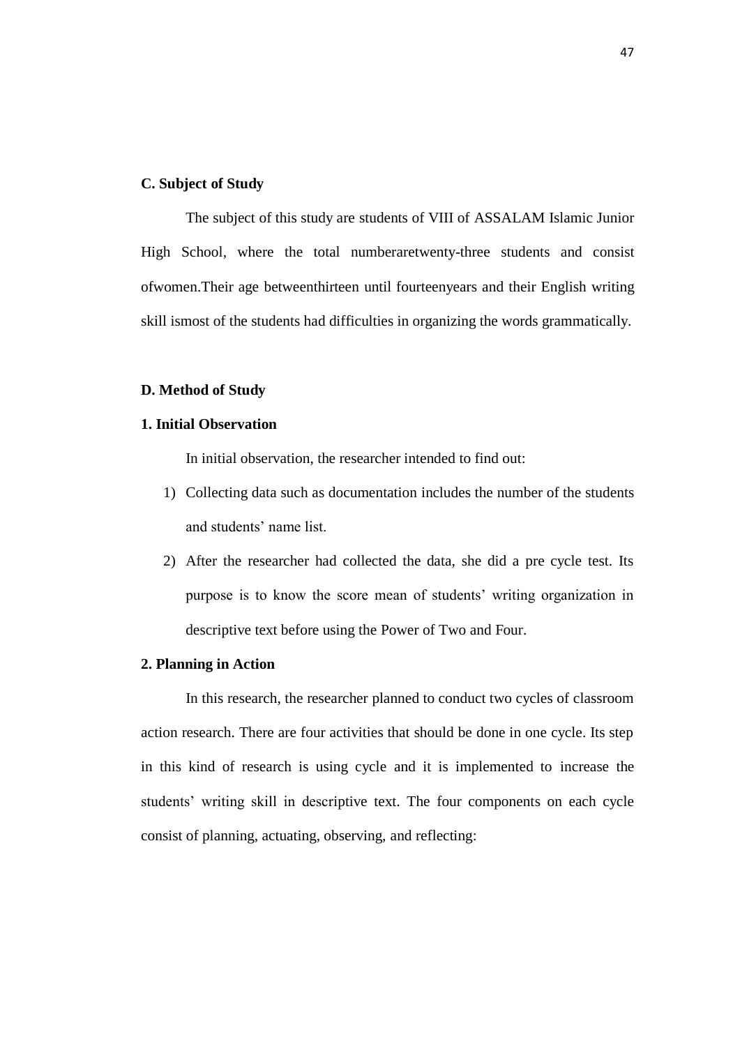### C. Subject of Study

The subject of this study are students of VIII of ASSALAM Islamic Junior High School, where the total numberaretwenty-three students and consist ofwomen.Their age betweenthirteen until fourteenyears and their English writing skill ismost of the students had difficulties in organizing the words grammatically.

### D. Method of Study

#### 1. Initial Observation

In initial observation, the researcher intended to find out:

1) Collecting data such as documentation includes the number of the students and students' name list.
2) After the researcher had collected the data, she did a pre cycle test. Its purpose is to know the score mean of students' writing organization in descriptive text before using the Power of Two and Four.

#### 2. Planning in Action

In this research, the researcher planned to conduct two cycles of classroom action research. There are four activities that should be done in one cycle. Its step in this kind of research is using cycle and it is implemented to increase the students' writing skill in descriptive text. The four components on each cycle consist of planning, actuating, observing, and reflecting: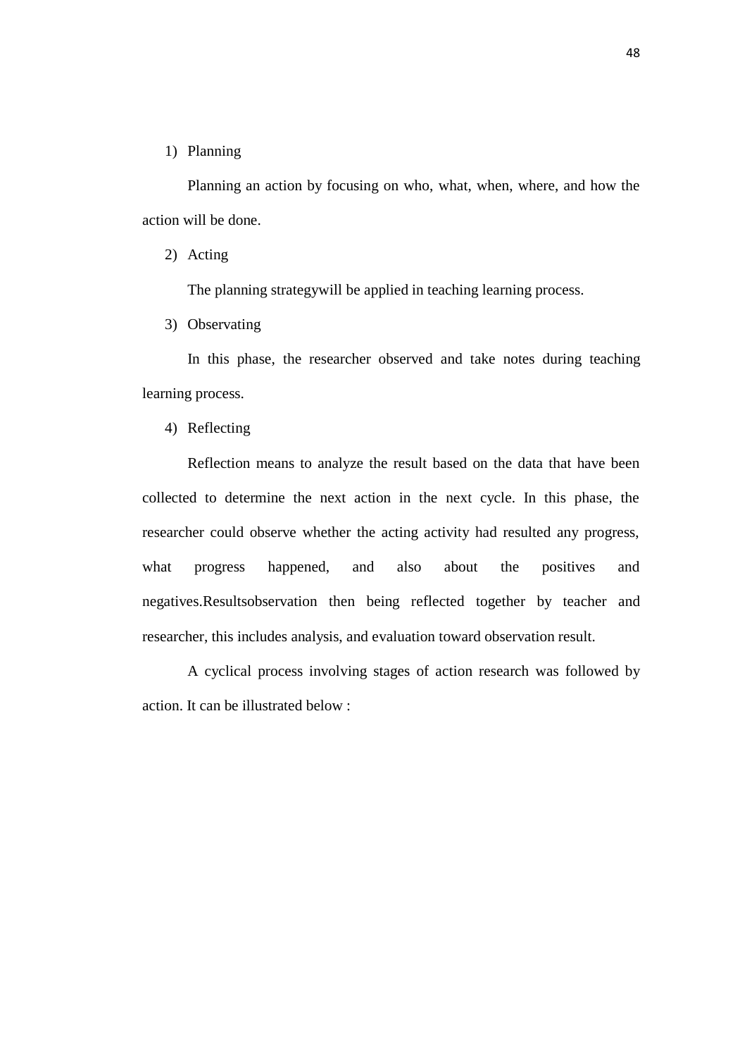1) Planning

Planning an action by focusing on who, what, when, where, and how the action will be done.

2) Acting

The planning strategywill be applied in teaching learning process.

3) Observating

In this phase, the researcher observed and take notes during teaching learning process.

4) Reflecting

Reflection means to analyze the result based on the data that have been collected to determine the next action in the next cycle. In this phase, the researcher could observe whether the acting activity had resulted any progress, what progress happened, and also about the positives and negatives.Resultsobservation then being reflected together by teacher and researcher, this includes analysis, and evaluation toward observation result.

A cyclical process involving stages of action research was followed by action. It can be illustrated below :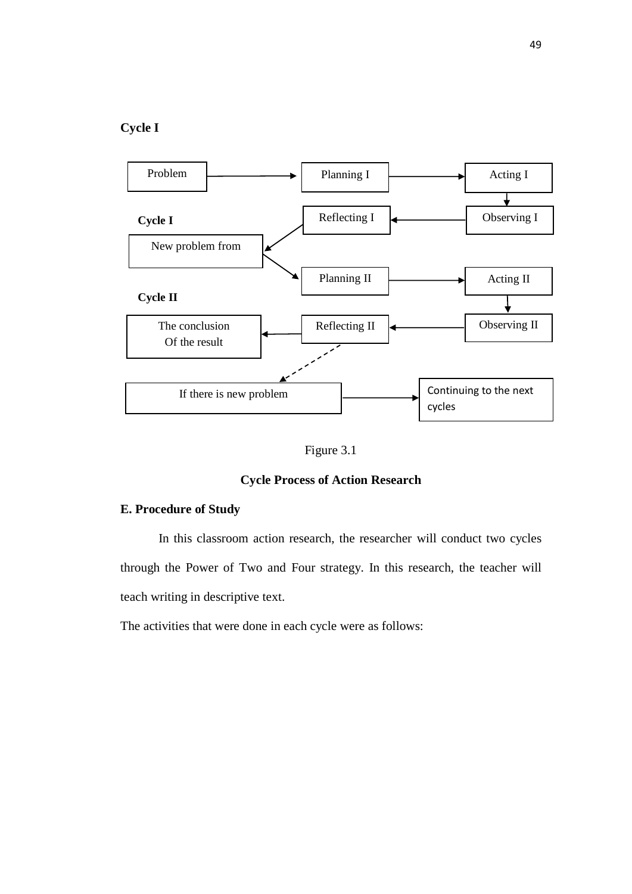**Cycle I**

Problem → Planning I → Acting I

Acting I ↓ Observing I

Observing I → Reflecting I

**Cycle I**

Reflecting I → New problem from

New problem from → Planning II

Planning II → Acting II

**Cycle II**

Acting II ↓ Observing II

Observing II → Reflecting II

Reflecting II → The conclusion Of the result

Reflecting II ⇢ If there is new problem

If there is new problem → Continuing to the next cycles

Figure 3.1

**Cycle Process of Action Research**

## E. Procedure of Study

In this classroom action research, the researcher will conduct two cycles through the Power of Two and Four strategy. In this research, the teacher will teach writing in descriptive text.

The activities that were done in each cycle were as follows: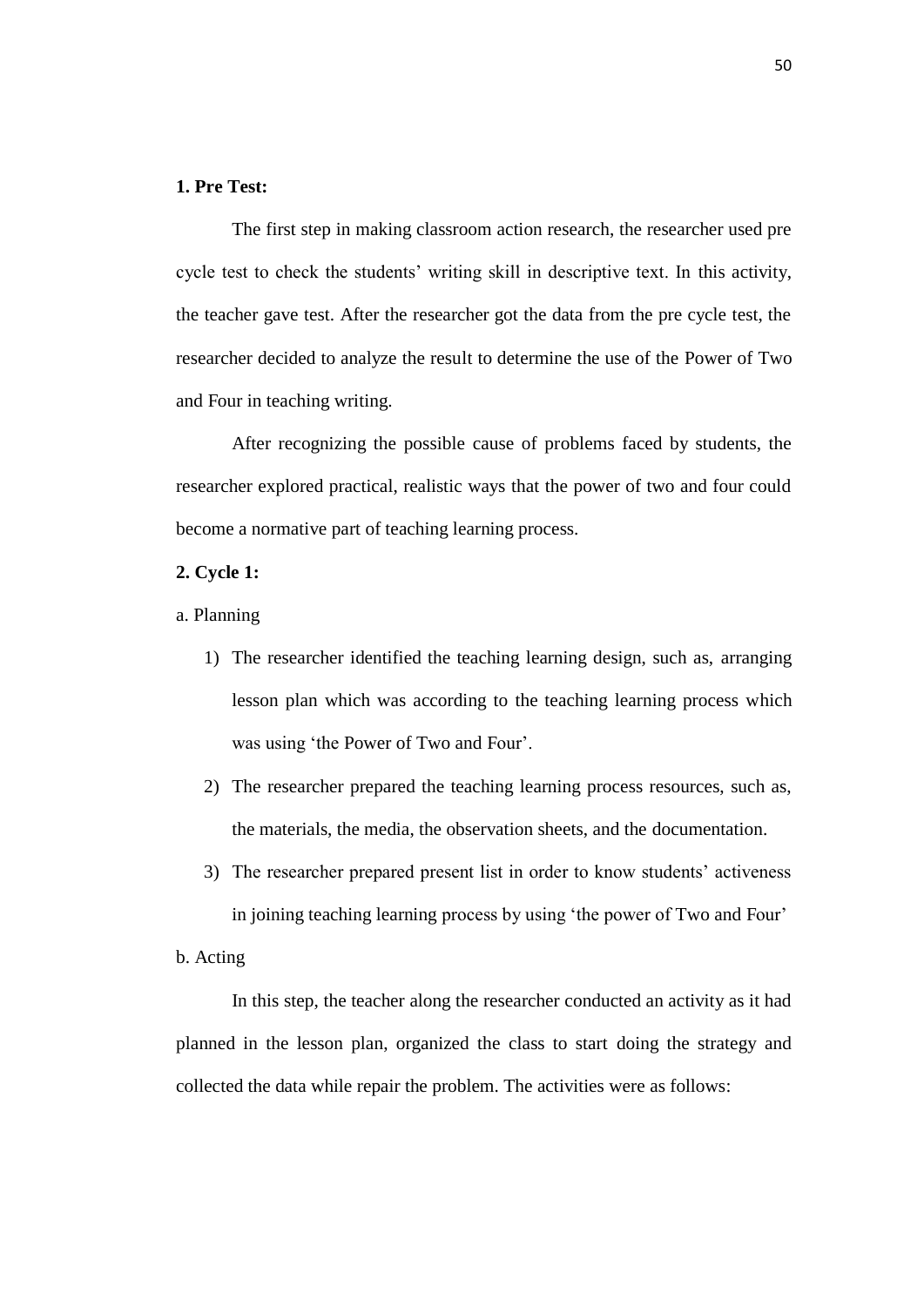**1. Pre Test:**

The first step in making classroom action research, the researcher used pre cycle test to check the students' writing skill in descriptive text. In this activity, the teacher gave test. After the researcher got the data from the pre cycle test, the researcher decided to analyze the result to determine the use of the Power of Two and Four in teaching writing.

After recognizing the possible cause of problems faced by students, the researcher explored practical, realistic ways that the power of two and four could become a normative part of teaching learning process.

**2. Cycle 1:**

a. Planning

1) The researcher identified the teaching learning design, such as, arranging lesson plan which was according to the teaching learning process which was using 'the Power of Two and Four'.
2) The researcher prepared the teaching learning process resources, such as, the materials, the media, the observation sheets, and the documentation.
3) The researcher prepared present list in order to know students' activeness in joining teaching learning process by using 'the power of Two and Four'

b. Acting

In this step, the teacher along the researcher conducted an activity as it had planned in the lesson plan, organized the class to start doing the strategy and collected the data while repair the problem. The activities were as follows: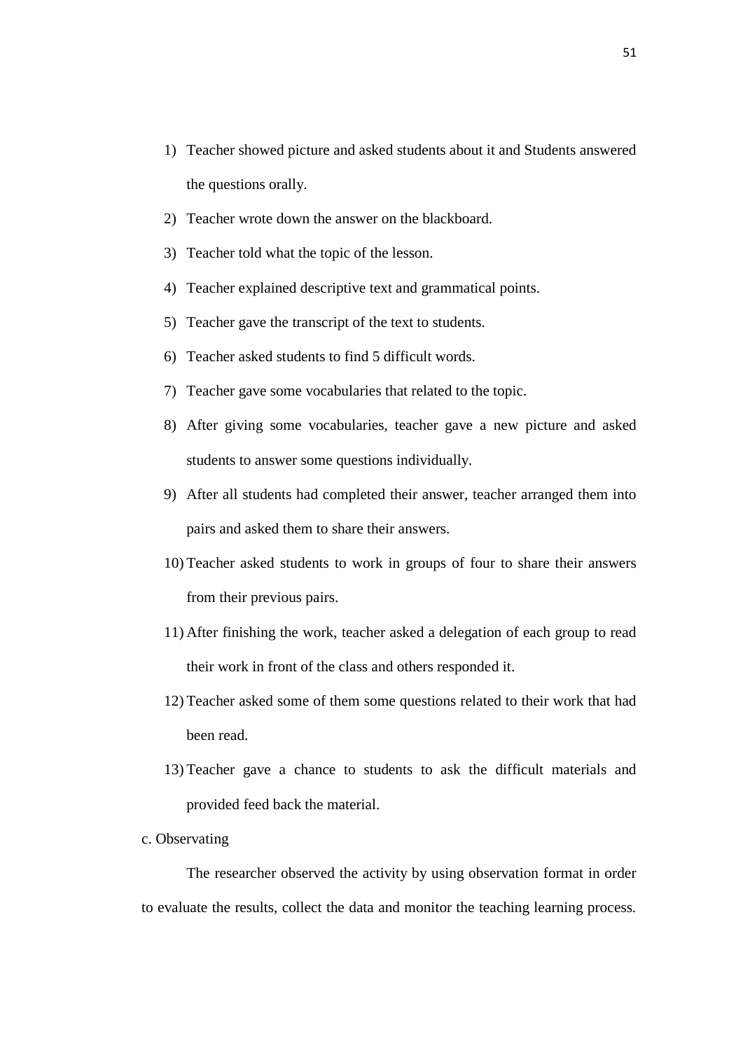1) Teacher showed picture and asked students about it and Students answered the questions orally.
2) Teacher wrote down the answer on the blackboard.
3) Teacher told what the topic of the lesson.
4) Teacher explained descriptive text and grammatical points.
5) Teacher gave the transcript of the text to students.
6) Teacher asked students to find 5 difficult words.
7) Teacher gave some vocabularies that related to the topic.
8) After giving some vocabularies, teacher gave a new picture and asked students to answer some questions individually.
9) After all students had completed their answer, teacher arranged them into pairs and asked them to share their answers.
10) Teacher asked students to work in groups of four to share their answers from their previous pairs.
11) After finishing the work, teacher asked a delegation of each group to read their work in front of the class and others responded it.
12) Teacher asked some of them some questions related to their work that had been read.
13) Teacher gave a chance to students to ask the difficult materials and provided feed back the material.

c. Observating

The researcher observed the activity by using observation format in order to evaluate the results, collect the data and monitor the teaching learning process.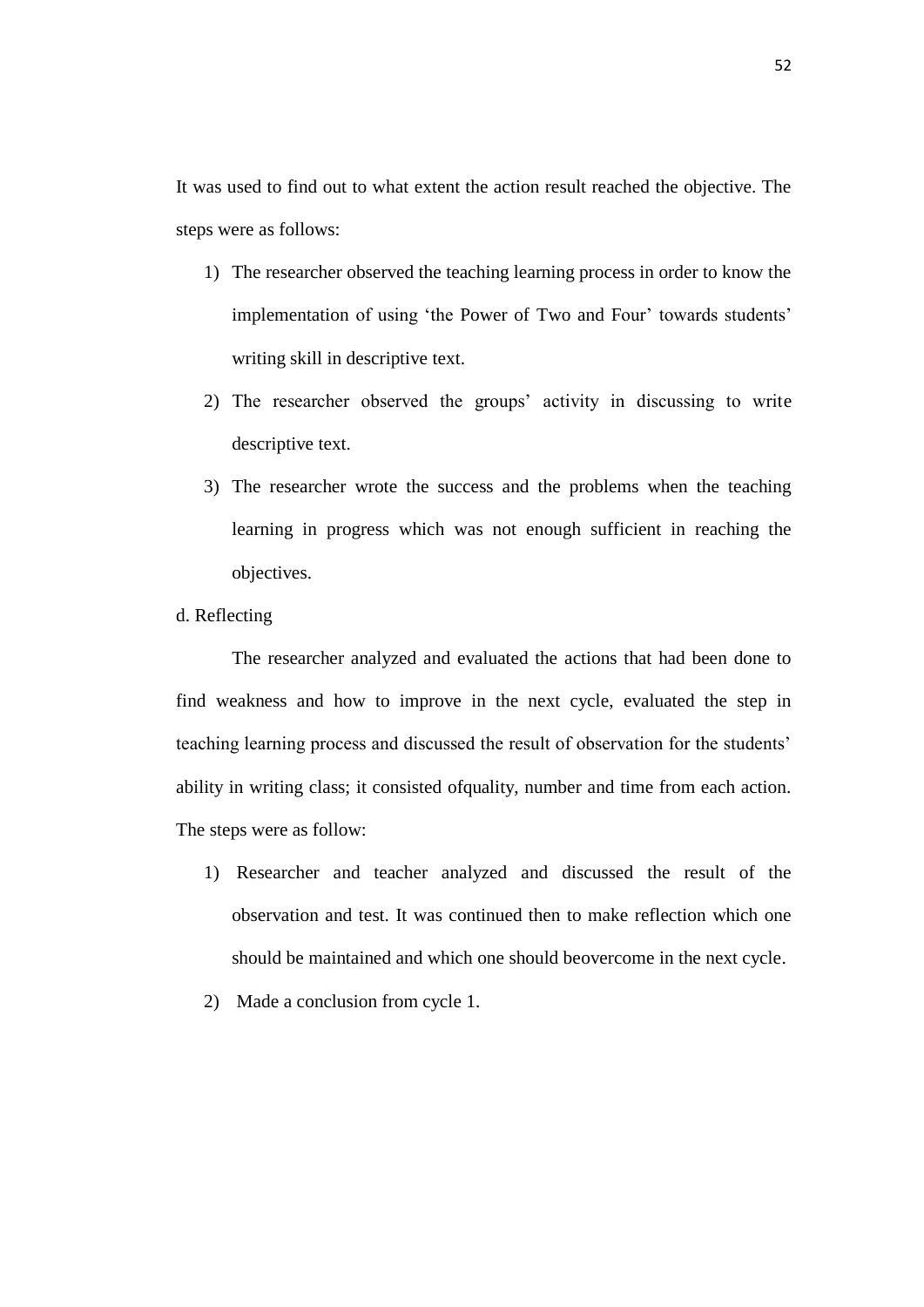It was used to find out to what extent the action result reached the objective. The steps were as follows:

1) The researcher observed the teaching learning process in order to know the implementation of using 'the Power of Two and Four' towards students' writing skill in descriptive text.
2) The researcher observed the groups' activity in discussing to write descriptive text.
3) The researcher wrote the success and the problems when the teaching learning in progress which was not enough sufficient in reaching the objectives.

d. Reflecting

The researcher analyzed and evaluated the actions that had been done to find weakness and how to improve in the next cycle, evaluated the step in teaching learning process and discussed the result of observation for the students' ability in writing class; it consisted ofquality, number and time from each action. The steps were as follow:

1) Researcher and teacher analyzed and discussed the result of the observation and test. It was continued then to make reflection which one should be maintained and which one should beovercome in the next cycle.
2) Made a conclusion from cycle 1.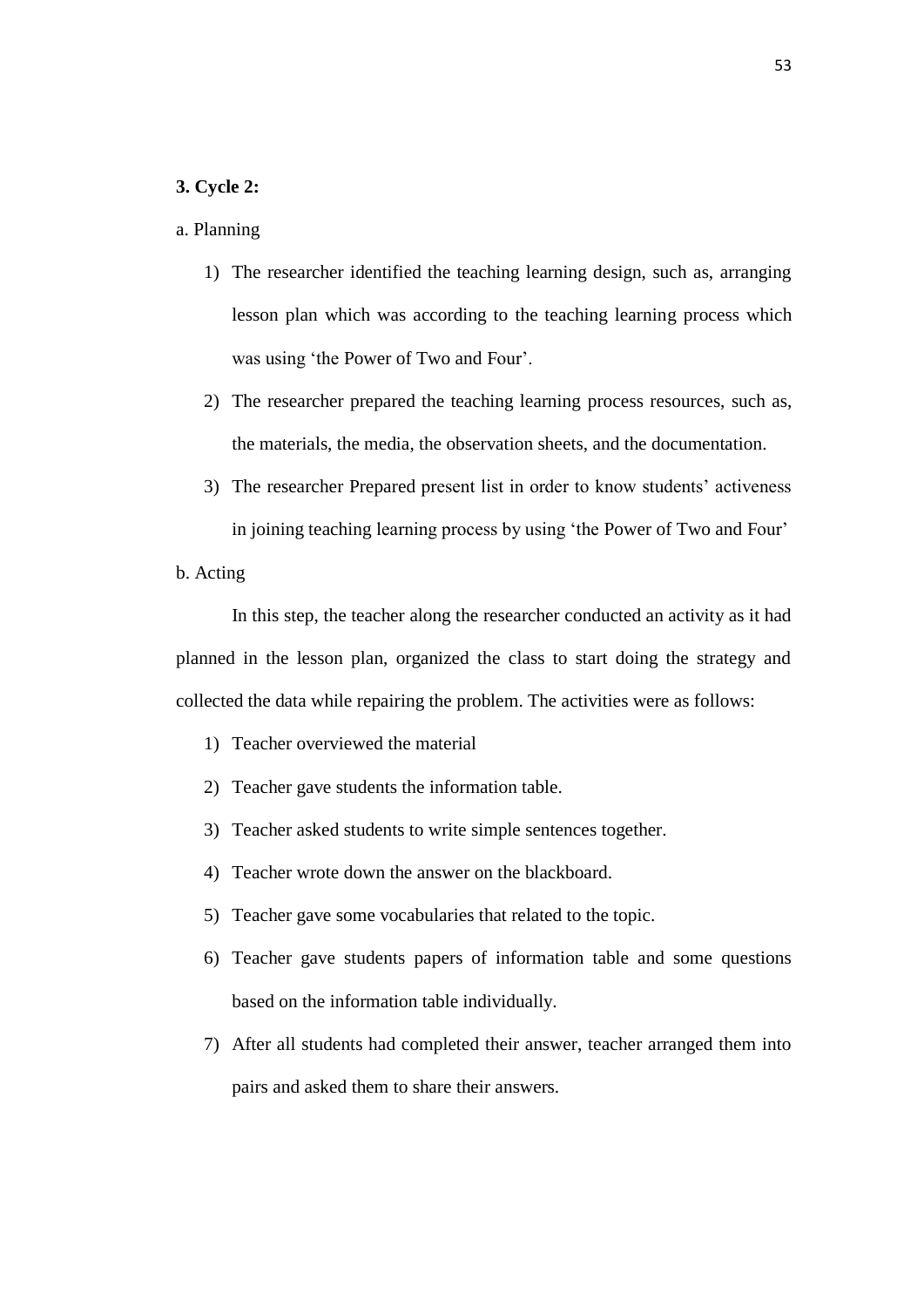**3. Cycle 2:**

a. Planning

1) The researcher identified the teaching learning design, such as, arranging lesson plan which was according to the teaching learning process which was using 'the Power of Two and Four'.
2) The researcher prepared the teaching learning process resources, such as, the materials, the media, the observation sheets, and the documentation.
3) The researcher Prepared present list in order to know students' activeness in joining teaching learning process by using 'the Power of Two and Four'

b. Acting

In this step, the teacher along the researcher conducted an activity as it had planned in the lesson plan, organized the class to start doing the strategy and collected the data while repairing the problem. The activities were as follows:

1) Teacher overviewed the material
2) Teacher gave students the information table.
3) Teacher asked students to write simple sentences together.
4) Teacher wrote down the answer on the blackboard.
5) Teacher gave some vocabularies that related to the topic.
6) Teacher gave students papers of information table and some questions based on the information table individually.
7) After all students had completed their answer, teacher arranged them into pairs and asked them to share their answers.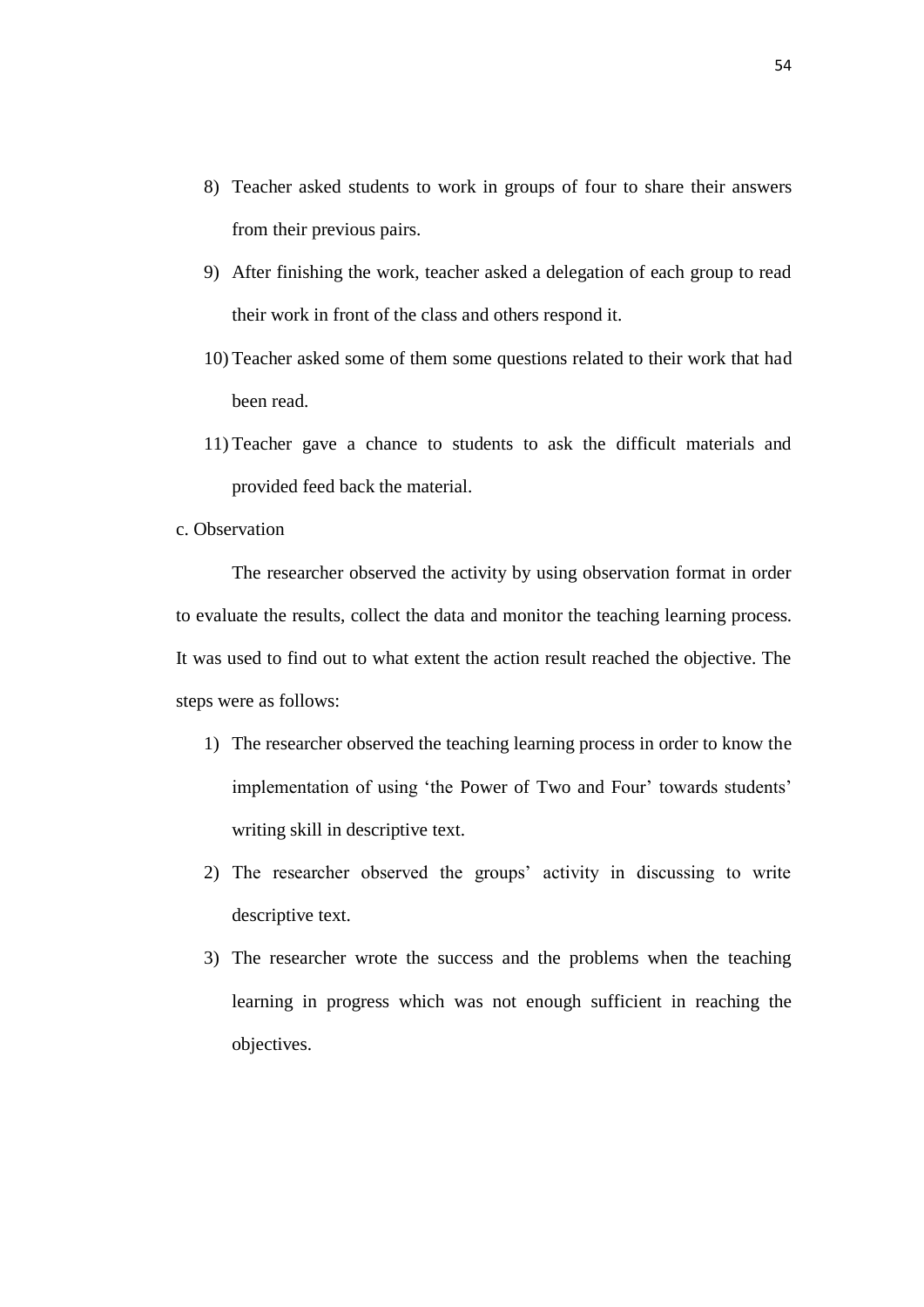8) Teacher asked students to work in groups of four to share their answers from their previous pairs.

9) After finishing the work, teacher asked a delegation of each group to read their work in front of the class and others respond it.

10) Teacher asked some of them some questions related to their work that had been read.

11) Teacher gave a chance to students to ask the difficult materials and provided feed back the material.

c. Observation

The researcher observed the activity by using observation format in order to evaluate the results, collect the data and monitor the teaching learning process. It was used to find out to what extent the action result reached the objective. The steps were as follows:

1) The researcher observed the teaching learning process in order to know the implementation of using 'the Power of Two and Four' towards students' writing skill in descriptive text.

2) The researcher observed the groups' activity in discussing to write descriptive text.

3) The researcher wrote the success and the problems when the teaching learning in progress which was not enough sufficient in reaching the objectives.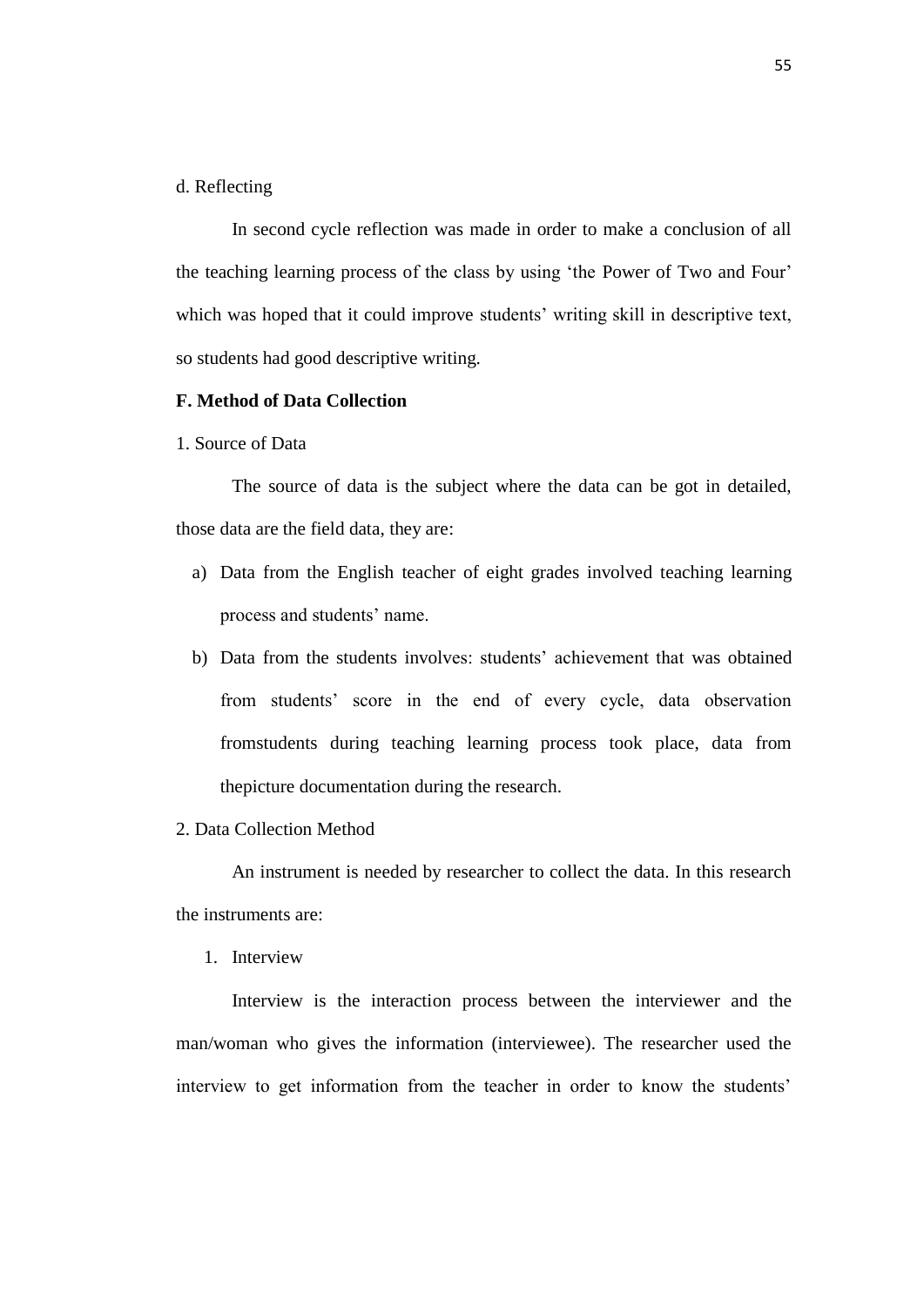d. Reflecting

In second cycle reflection was made in order to make a conclusion of all the teaching learning process of the class by using 'the Power of Two and Four' which was hoped that it could improve students' writing skill in descriptive text, so students had good descriptive writing.

**F. Method of Data Collection**

1. Source of Data

The source of data is the subject where the data can be got in detailed, those data are the field data, they are:

a) Data from the English teacher of eight grades involved teaching learning process and students' name.

b) Data from the students involves: students' achievement that was obtained from students' score in the end of every cycle, data observation fromstudents during teaching learning process took place, data from thepicture documentation during the research.

2. Data Collection Method

An instrument is needed by researcher to collect the data. In this research the instruments are:

1. Interview

Interview is the interaction process between the interviewer and the man/woman who gives the information (interviewee). The researcher used the interview to get information from the teacher in order to know the students'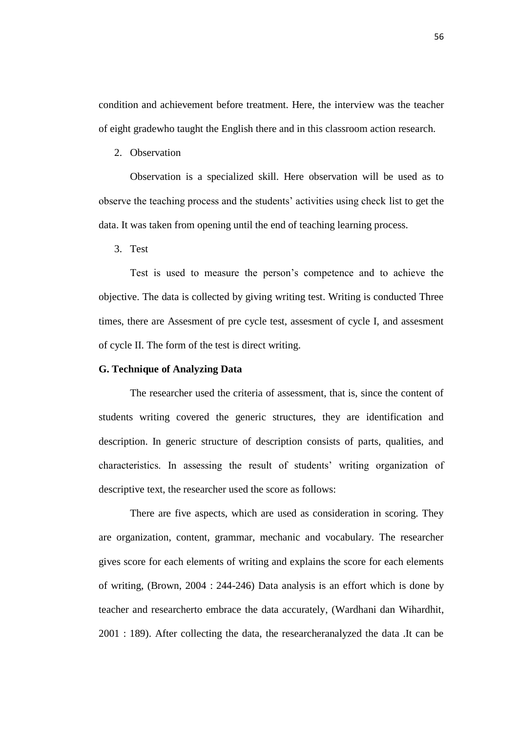condition and achievement before treatment. Here, the interview was the teacher of eight gradewho taught the English there and in this classroom action research.

2. Observation

Observation is a specialized skill. Here observation will be used as to observe the teaching process and the students' activities using check list to get the data. It was taken from opening until the end of teaching learning process.

3. Test

Test is used to measure the person's competence and to achieve the objective. The data is collected by giving writing test. Writing is conducted Three times, there are Assesment of pre cycle test, assesment of cycle I, and assesment of cycle II. The form of the test is direct writing.

**G. Technique of Analyzing Data**

The researcher used the criteria of assessment, that is, since the content of students writing covered the generic structures, they are identification and description. In generic structure of description consists of parts, qualities, and characteristics. In assessing the result of students' writing organization of descriptive text, the researcher used the score as follows:

There are five aspects, which are used as consideration in scoring. They are organization, content, grammar, mechanic and vocabulary. The researcher gives score for each elements of writing and explains the score for each elements of writing, (Brown, 2004 : 244-246) Data analysis is an effort which is done by teacher and researcherto embrace the data accurately, (Wardhani dan Wihardhit, 2001 : 189). After collecting the data, the researcheranalyzed the data .It can be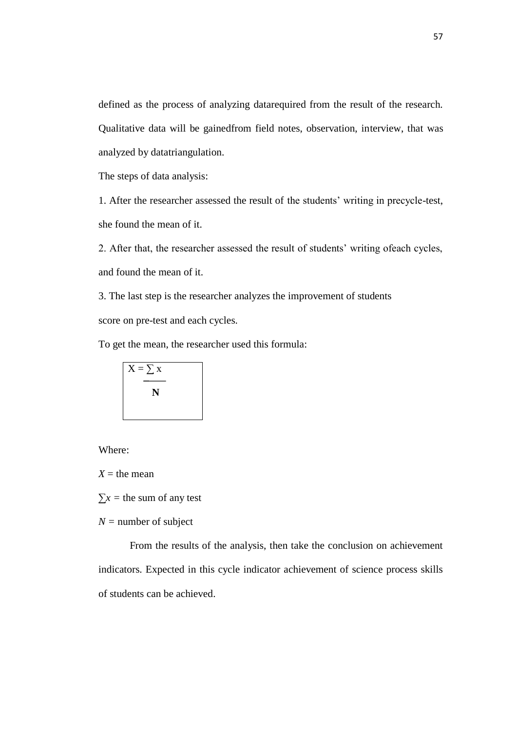defined as the process of analyzing datarequired from the result of the research. Qualitative data will be gainedfrom field notes, observation, interview, that was analyzed by datatriangulation.

The steps of data analysis:

1. After the researcher assessed the result of the students' writing in precycle-test, she found the mean of it.

2. After that, the researcher assessed the result of students' writing ofeach cycles, and found the mean of it.

3. The last step is the researcher analyzes the improvement of students score on pre-test and each cycles.

To get the mean, the researcher used this formula:

$$X = \frac{\sum x}{N}$$

Where:

$X$ = the mean

$\sum x$ = the sum of any test

$N$ = number of subject

From the results of the analysis, then take the conclusion on achievement indicators. Expected in this cycle indicator achievement of science process skills of students can be achieved.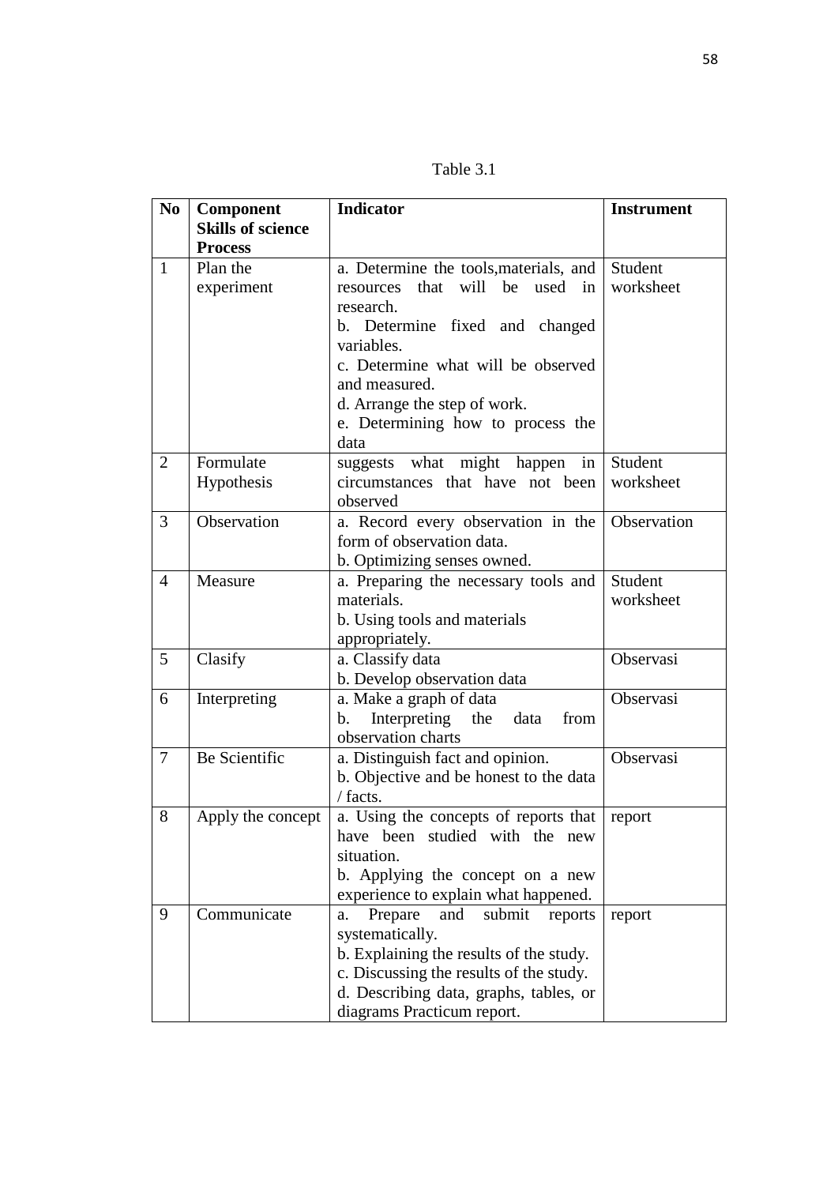Table 3.1

| No | Component Skills of science Process | Indicator | Instrument |
|---|---|---|---|
| 1 | Plan the experiment | a. Determine the tools,materials, and resources that will be used in research.<br>b. Determine fixed and changed variables.<br>c. Determine what will be observed and measured.<br>d. Arrange the step of work.<br>e. Determining how to process the data | Student worksheet |
| 2 | Formulate Hypothesis | suggests what might happen in circumstances that have not been observed | Student worksheet |
| 3 | Observation | a. Record every observation in the form of observation data.<br>b. Optimizing senses owned. | Observation |
| 4 | Measure | a. Preparing the necessary tools and materials.<br>b. Using tools and materials appropriately. | Student worksheet |
| 5 | Clasify | a. Classify data<br>b. Develop observation data | Observasi |
| 6 | Interpreting | a. Make a graph of data<br>b. Interpreting the data from observation charts | Observasi |
| 7 | Be Scientific | a. Distinguish fact and opinion.<br>b. Objective and be honest to the data / facts. | Observasi |
| 8 | Apply the concept | a. Using the concepts of reports that have been studied with the new situation.<br>b. Applying the concept on a new experience to explain what happened. | report |
| 9 | Communicate | a. Prepare and submit reports systematically.<br>b. Explaining the results of the study.<br>c. Discussing the results of the study.<br>d. Describing data, graphs, tables, or diagrams Practicum report. | report |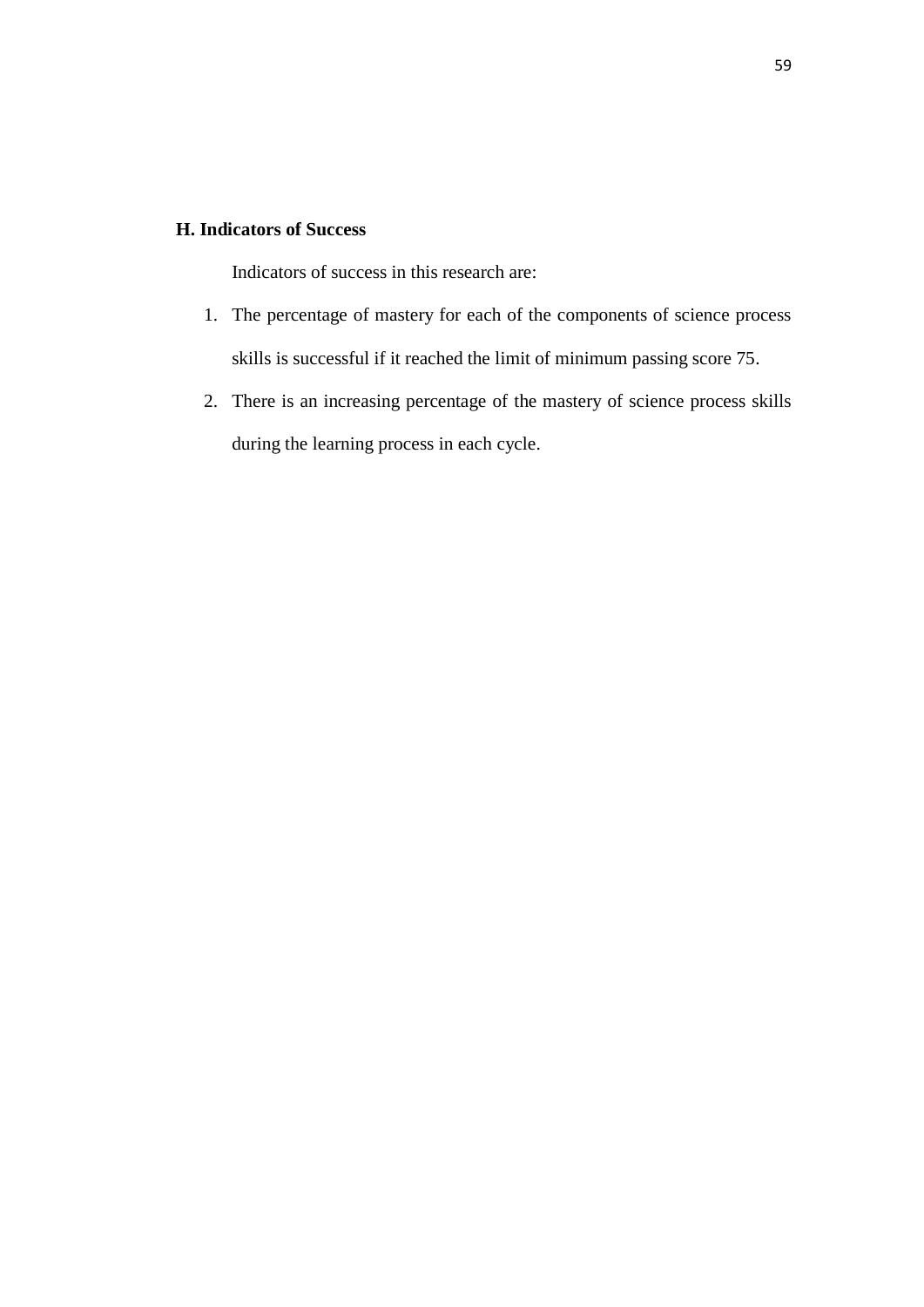## H. Indicators of Success

Indicators of success in this research are:

1. The percentage of mastery for each of the components of science process skills is successful if it reached the limit of minimum passing score 75.
2. There is an increasing percentage of the mastery of science process skills during the learning process in each cycle.